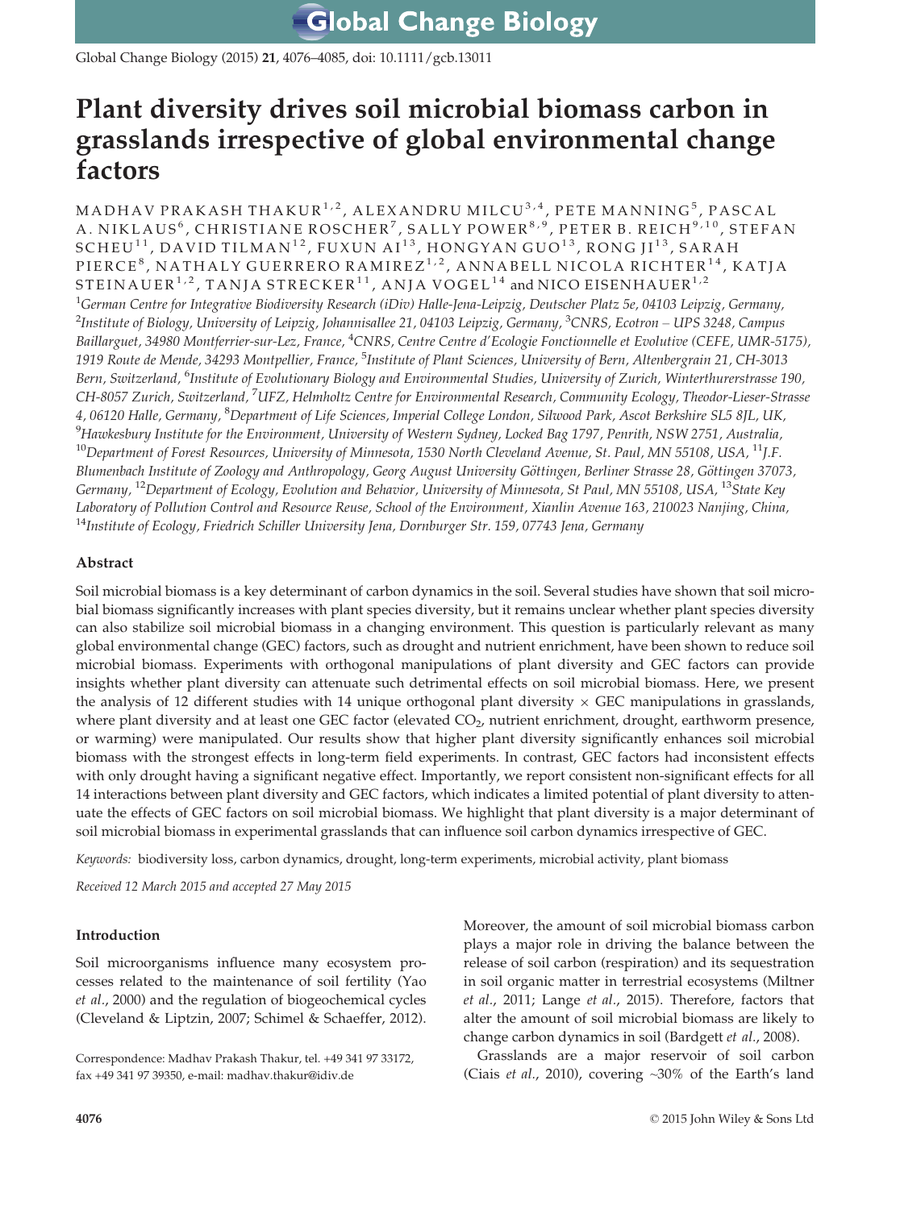# Plant diversity drives soil microbial biomass carbon in grasslands irrespective of global environmental change factors

MADHAV PRAKASH THAKUR[1,2], ALEXANDRU MILCU[3,4], PETE MANNING[5], PASCAL A. NIKLAUS[6], CHRISTIANE ROSCHER[7], SALLY POWER[8,9], PETER B. REICH[9,10], STEFAN SCHEU[11], DAVID TILMAN[12], FUXUN AI[13], HONGYAN GUO[13], RONG JI[13], SARAH PIERCE[8], NATHALY GUERRERO RAMIREZ[1,2], ANNABELL NICOLA RICHTER[14], KATJA STEINAUER[1,2], TANJA STRECKER[11], ANJA VOGEL[14] and NICO EISENHAUER[1,2]

[1]*German Centre for Integrative Biodiversity Research (iDiv) Halle-Jena-Leipzig, Deutscher Platz 5e, 04103 Leipzig, Germany,* [2]*Institute of Biology, University of Leipzig, Johannisallee 21, 04103 Leipzig, Germany,* [3]*CNRS, Ecotron – UPS 3248, Campus Baillarguet, 34980 Montferrier-sur-Lez, France,* [4]*CNRS, Centre Centre d'Ecologie Fonctionnelle et Evolutive (CEFE, UMR-5175), 1919 Route de Mende, 34293 Montpellier, France,* [5]*Institute of Plant Sciences, University of Bern, Altenbergrain 21, CH-3013 Bern, Switzerland,* [6]*Institute of Evolutionary Biology and Environmental Studies, University of Zurich, Winterthurerstrasse 190, CH-8057 Zurich, Switzerland,* [7]*UFZ, Helmholtz Centre for Environmental Research, Community Ecology, Theodor-Lieser-Strasse 4, 06120 Halle, Germany,* [8]*Department of Life Sciences, Imperial College London, Silwood Park, Ascot Berkshire SL5 8JL, UK,* [9]*Hawkesbury Institute for the Environment, University of Western Sydney, Locked Bag 1797, Penrith, NSW 2751, Australia,* [10]*Department of Forest Resources, University of Minnesota, 1530 North Cleveland Avenue, St. Paul, MN 55108, USA,* [11]*J.F. Blumenbach Institute of Zoology and Anthropology, Georg August University Göttingen, Berliner Strasse 28, Göttingen 37073, Germany,* [12]*Department of Ecology, Evolution and Behavior, University of Minnesota, St Paul, MN 55108, USA,* [13]*State Key Laboratory of Pollution Control and Resource Reuse, School of the Environment, Xianlin Avenue 163, 210023 Nanjing, China,* [14]*Institute of Ecology, Friedrich Schiller University Jena, Dornburger Str. 159, 07743 Jena, Germany*

## Abstract

Soil microbial biomass is a key determinant of carbon dynamics in the soil. Several studies have shown that soil microbial biomass significantly increases with plant species diversity, but it remains unclear whether plant species diversity can also stabilize soil microbial biomass in a changing environment. This question is particularly relevant as many global environmental change (GEC) factors, such as drought and nutrient enrichment, have been shown to reduce soil microbial biomass. Experiments with orthogonal manipulations of plant diversity and GEC factors can provide insights whether plant diversity can attenuate such detrimental effects on soil microbial biomass. Here, we present the analysis of 12 different studies with 14 unique orthogonal plant diversity × GEC manipulations in grasslands, where plant diversity and at least one GEC factor (elevated $CO_2$, nutrient enrichment, drought, earthworm presence, or warming) were manipulated. Our results show that higher plant diversity significantly enhances soil microbial biomass with the strongest effects in long-term field experiments. In contrast, GEC factors had inconsistent effects with only drought having a significant negative effect. Importantly, we report consistent non-significant effects for all 14 interactions between plant diversity and GEC factors, which indicates a limited potential of plant diversity to attenuate the effects of GEC factors on soil microbial biomass. We highlight that plant diversity is a major determinant of soil microbial biomass in experimental grasslands that can influence soil carbon dynamics irrespective of GEC.

*Keywords:* biodiversity loss, carbon dynamics, drought, long-term experiments, microbial activity, plant biomass

*Received 12 March 2015 and accepted 27 May 2015*

## Introduction

Soil microorganisms influence many ecosystem processes related to the maintenance of soil fertility (Yao *et al*., 2000) and the regulation of biogeochemical cycles (Cleveland & Liptzin, 2007; Schimel & Schaeffer, 2012). Moreover, the amount of soil microbial biomass carbon plays a major role in driving the balance between the release of soil carbon (respiration) and its sequestration in soil organic matter in terrestrial ecosystems (Miltner *et al*., 2011; Lange *et al*., 2015). Therefore, factors that alter the amount of soil microbial biomass are likely to change carbon dynamics in soil (Bardgett *et al*., 2008).

Grasslands are a major reservoir of soil carbon (Ciais *et al*., 2010), covering ~30% of the Earth's land

Correspondence: Madhav Prakash Thakur, tel. +49 341 97 33172, fax +49 341 97 39350, e-mail: madhav.thakur@idiv.de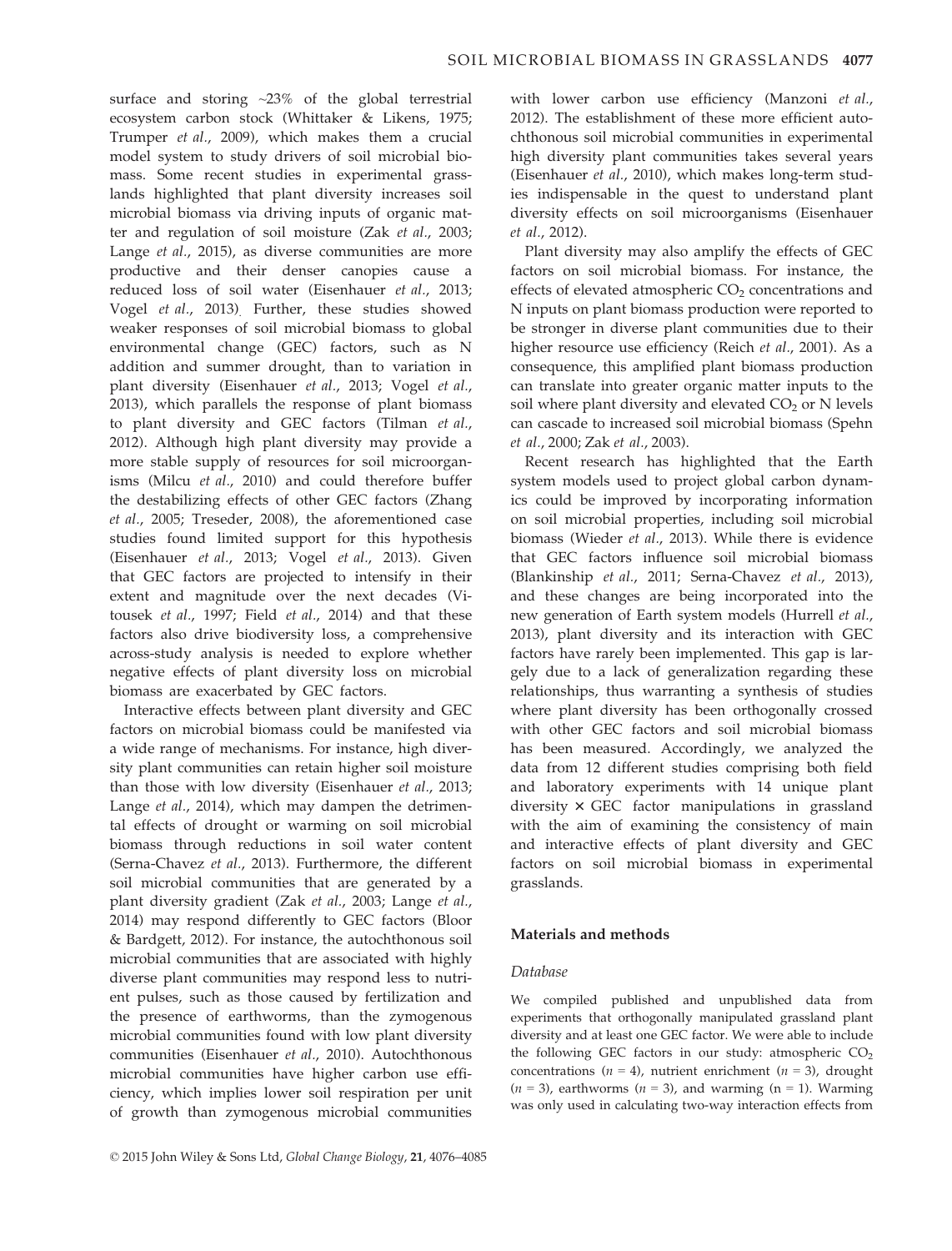surface and storing ~23% of the global terrestrial ecosystem carbon stock (Whittaker & Likens, 1975; Trumper *et al*., 2009), which makes them a crucial model system to study drivers of soil microbial biomass. Some recent studies in experimental grasslands highlighted that plant diversity increases soil microbial biomass via driving inputs of organic matter and regulation of soil moisture (Zak *et al*., 2003; Lange *et al*., 2015), as diverse communities are more productive and their denser canopies cause a reduced loss of soil water (Eisenhauer *et al*., 2013; Vogel *et al*., 2013). Further, these studies showed weaker responses of soil microbial biomass to global environmental change (GEC) factors, such as N addition and summer drought, than to variation in plant diversity (Eisenhauer *et al*., 2013; Vogel *et al*., 2013), which parallels the response of plant biomass to plant diversity and GEC factors (Tilman *et al*., 2012). Although high plant diversity may provide a more stable supply of resources for soil microorganisms (Milcu *et al*., 2010) and could therefore buffer the destabilizing effects of other GEC factors (Zhang *et al*., 2005; Treseder, 2008), the aforementioned case studies found limited support for this hypothesis (Eisenhauer *et al*., 2013; Vogel *et al*., 2013). Given that GEC factors are projected to intensify in their extent and magnitude over the next decades (Vitousek *et al*., 1997; Field *et al*., 2014) and that these factors also drive biodiversity loss, a comprehensive across-study analysis is needed to explore whether negative effects of plant diversity loss on microbial biomass are exacerbated by GEC factors.

Interactive effects between plant diversity and GEC factors on microbial biomass could be manifested via a wide range of mechanisms. For instance, high diversity plant communities can retain higher soil moisture than those with low diversity (Eisenhauer *et al*., 2013; Lange *et al*., 2014), which may dampen the detrimental effects of drought or warming on soil microbial biomass through reductions in soil water content (Serna-Chavez *et al*., 2013). Furthermore, the different soil microbial communities that are generated by a plant diversity gradient (Zak *et al*., 2003; Lange *et al*., 2014) may respond differently to GEC factors (Bloor & Bardgett, 2012). For instance, the autochthonous soil microbial communities that are associated with highly diverse plant communities may respond less to nutrient pulses, such as those caused by fertilization and the presence of earthworms, than the zymogenous microbial communities found with low plant diversity communities (Eisenhauer *et al*., 2010). Autochthonous microbial communities have higher carbon use efficiency, which implies lower soil respiration per unit of growth than zymogenous microbial communities with lower carbon use efficiency (Manzoni *et al*., 2012). The establishment of these more efficient autochthonous soil microbial communities in experimental high diversity plant communities takes several years (Eisenhauer *et al*., 2010), which makes long-term studies indispensable in the quest to understand plant diversity effects on soil microorganisms (Eisenhauer *et al*., 2012).

Plant diversity may also amplify the effects of GEC factors on soil microbial biomass. For instance, the effects of elevated atmospheric $CO_2$ concentrations and N inputs on plant biomass production were reported to be stronger in diverse plant communities due to their higher resource use efficiency (Reich *et al*., 2001). As a consequence, this amplified plant biomass production can translate into greater organic matter inputs to the soil where plant diversity and elevated $CO_2$ or N levels can cascade to increased soil microbial biomass (Spehn *et al*., 2000; Zak *et al*., 2003).

Recent research has highlighted that the Earth system models used to project global carbon dynamics could be improved by incorporating information on soil microbial properties, including soil microbial biomass (Wieder *et al*., 2013). While there is evidence that GEC factors influence soil microbial biomass (Blankinship *et al*., 2011; Serna-Chavez *et al*., 2013), and these changes are being incorporated into the new generation of Earth system models (Hurrell *et al*., 2013), plant diversity and its interaction with GEC factors have rarely been implemented. This gap is largely due to a lack of generalization regarding these relationships, thus warranting a synthesis of studies where plant diversity has been orthogonally crossed with other GEC factors and soil microbial biomass has been measured. Accordingly, we analyzed the data from 12 different studies comprising both field and laboratory experiments with 14 unique plant diversity × GEC factor manipulations in grassland with the aim of examining the consistency of main and interactive effects of plant diversity and GEC factors on soil microbial biomass in experimental grasslands.

## Materials and methods

### Database

We compiled published and unpublished data from experiments that orthogonally manipulated grassland plant diversity and at least one GEC factor. We were able to include the following GEC factors in our study: atmospheric $CO_2$ concentrations ($n = 4$), nutrient enrichment ($n = 3$), drought ($n = 3$), earthworms ($n = 3$), and warming ($n = 1$). Warming was only used in calculating two-way interaction effects from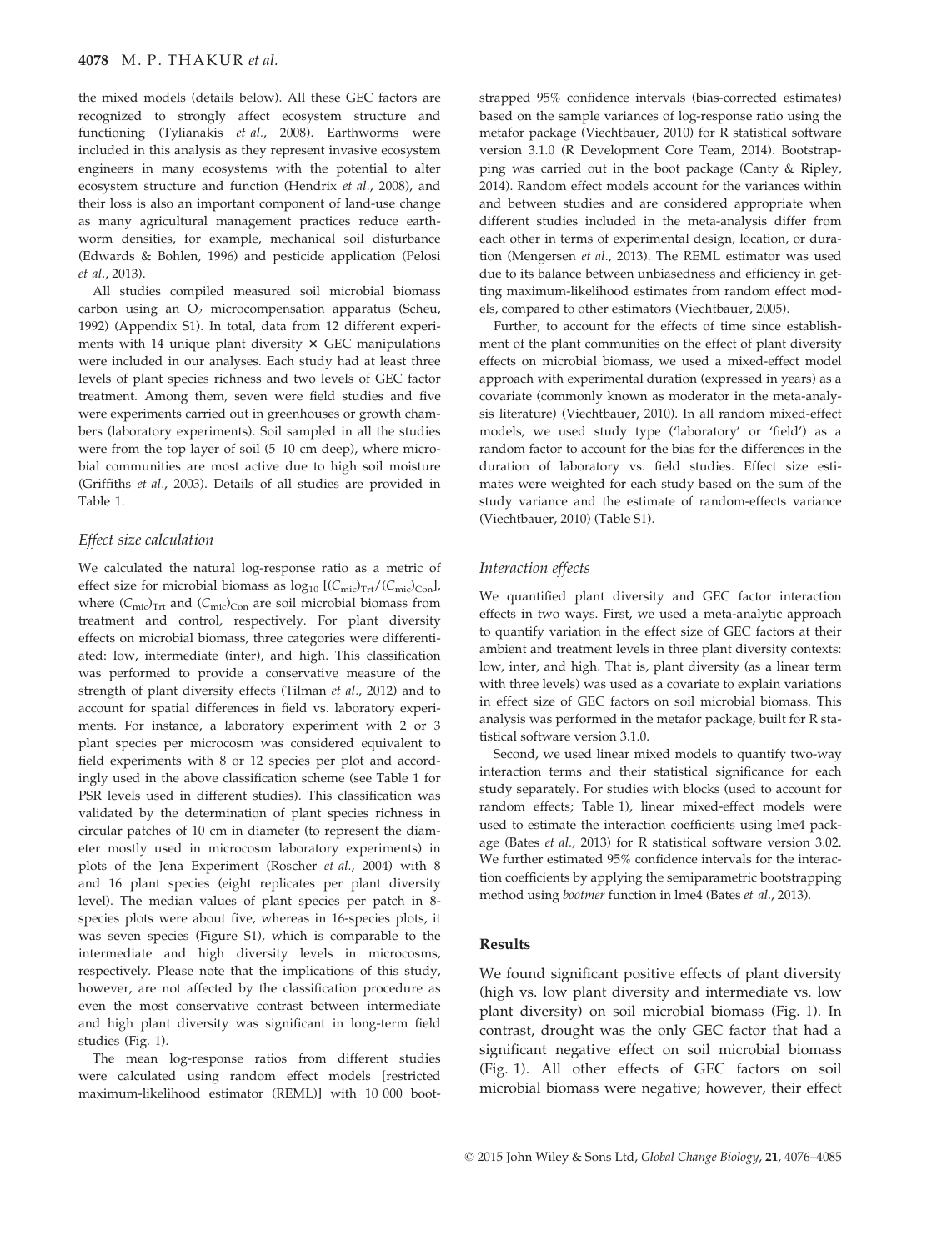the mixed models (details below). All these GEC factors are recognized to strongly affect ecosystem structure and functioning (Tylianakis *et al.*, 2008). Earthworms were included in this analysis as they represent invasive ecosystem engineers in many ecosystems with the potential to alter ecosystem structure and function (Hendrix *et al.*, 2008), and their loss is also an important component of land-use change as many agricultural management practices reduce earthworm densities, for example, mechanical soil disturbance (Edwards & Bohlen, 1996) and pesticide application (Pelosi *et al.*, 2013).

All studies compiled measured soil microbial biomass carbon using an $O_2$ microcompensation apparatus (Scheu, 1992) (Appendix S1). In total, data from 12 different experiments with 14 unique plant diversity × GEC manipulations were included in our analyses. Each study had at least three levels of plant species richness and two levels of GEC factor treatment. Among them, seven were field studies and five were experiments carried out in greenhouses or growth chambers (laboratory experiments). Soil sampled in all the studies were from the top layer of soil (5–10 cm deep), where microbial communities are most active due to high soil moisture (Griffiths *et al.*, 2003). Details of all studies are provided in Table 1.

### *Effect size calculation*

We calculated the natural log-response ratio as a metric of effect size for microbial biomass as $\log_{10}[(C_{mic})_{Trt}/(C_{mic})_{Con}]$, where $(C_{mic})_{Trt}$ and $(C_{mic})_{Con}$ are soil microbial biomass from treatment and control, respectively. For plant diversity effects on microbial biomass, three categories were differentiated: low, intermediate (inter), and high. This classification was performed to provide a conservative measure of the strength of plant diversity effects (Tilman *et al.*, 2012) and to account for spatial differences in field vs. laboratory experiments. For instance, a laboratory experiment with 2 or 3 plant species per microcosm was considered equivalent to field experiments with 8 or 12 species per plot and accordingly used in the above classification scheme (see Table 1 for PSR levels used in different studies). This classification was validated by the determination of plant species richness in circular patches of 10 cm in diameter (to represent the diameter mostly used in microcosm laboratory experiments) in plots of the Jena Experiment (Roscher *et al.*, 2004) with 8 and 16 plant species (eight replicates per plant diversity level). The median values of plant species per patch in 8-species plots were about five, whereas in 16-species plots, it was seven species (Figure S1), which is comparable to the intermediate and high diversity levels in microcosms, respectively. Please note that the implications of this study, however, are not affected by the classification procedure as even the most conservative contrast between intermediate and high plant diversity was significant in long-term field studies (Fig. 1).

The mean log-response ratios from different studies were calculated using random effect models [restricted maximum-likelihood estimator (REML)] with 10 000 bootstrapped 95% confidence intervals (bias-corrected estimates) based on the sample variances of log-response ratio using the metafor package (Viechtbauer, 2010) for R statistical software version 3.1.0 (R Development Core Team, 2014). Bootstrapping was carried out in the boot package (Canty & Ripley, 2014). Random effect models account for the variances within and between studies and are considered appropriate when different studies included in the meta-analysis differ from each other in terms of experimental design, location, or duration (Mengersen *et al.*, 2013). The REML estimator was used due to its balance between unbiasedness and efficiency in getting maximum-likelihood estimates from random effect models, compared to other estimators (Viechtbauer, 2005).

Further, to account for the effects of time since establishment of the plant communities on the effect of plant diversity effects on microbial biomass, we used a mixed-effect model approach with experimental duration (expressed in years) as a covariate (commonly known as moderator in the meta-analysis literature) (Viechtbauer, 2010). In all random mixed-effect models, we used study type ('laboratory' or 'field') as a random factor to account for the bias for the differences in the duration of laboratory vs. field studies. Effect size estimates were weighted for each study based on the sum of the study variance and the estimate of random-effects variance (Viechtbauer, 2010) (Table S1).

### *Interaction effects*

We quantified plant diversity and GEC factor interaction effects in two ways. First, we used a meta-analytic approach to quantify variation in the effect size of GEC factors at their ambient and treatment levels in three plant diversity contexts: low, inter, and high. That is, plant diversity (as a linear term with three levels) was used as a covariate to explain variations in effect size of GEC factors on soil microbial biomass. This analysis was performed in the metafor package, built for R statistical software version 3.1.0.

Second, we used linear mixed models to quantify two-way interaction terms and their statistical significance for each study separately. For studies with blocks (used to account for random effects; Table 1), linear mixed-effect models were used to estimate the interaction coefficients using lme4 package (Bates *et al.*, 2013) for R statistical software version 3.02. We further estimated 95% confidence intervals for the interaction coefficients by applying the semiparametric bootstrapping method using *bootmer* function in lme4 (Bates *et al.*, 2013).

## Results

We found significant positive effects of plant diversity (high vs. low plant diversity and intermediate vs. low plant diversity) on soil microbial biomass (Fig. 1). In contrast, drought was the only GEC factor that had a significant negative effect on soil microbial biomass (Fig. 1). All other effects of GEC factors on soil microbial biomass were negative; however, their effect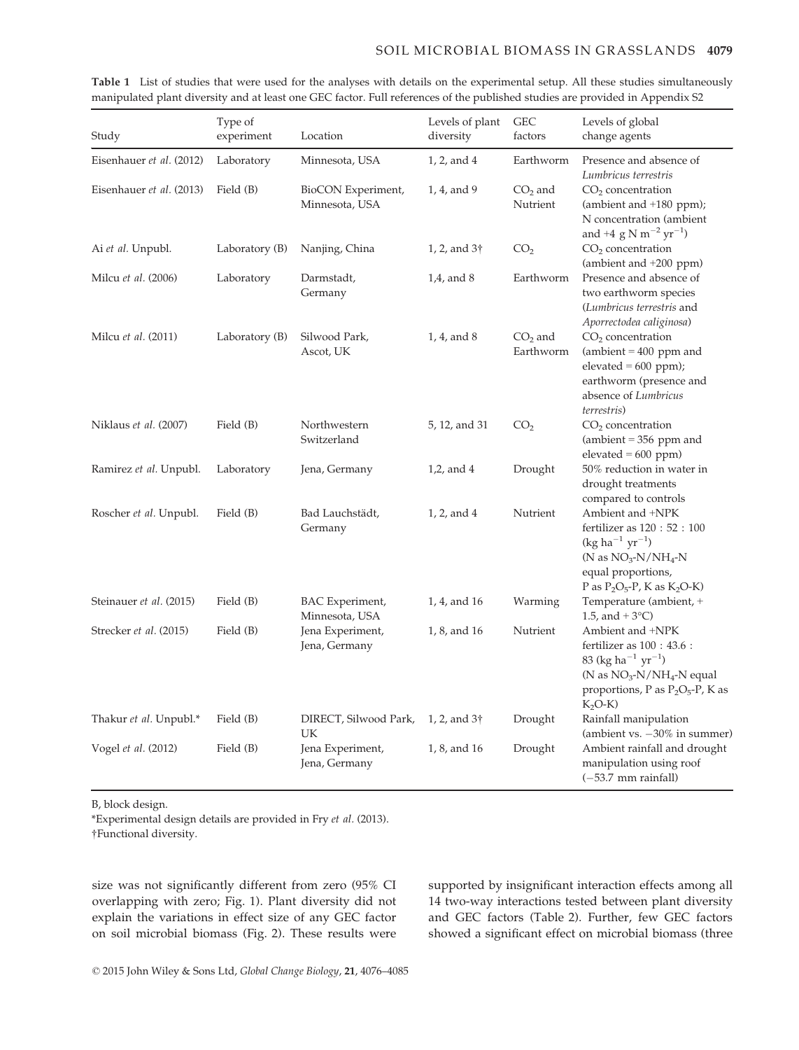**Table 1** List of studies that were used for the analyses with details on the experimental setup. All these studies simultaneously manipulated plant diversity and at least one GEC factor. Full references of the published studies are provided in Appendix S2

| Study | Type of experiment | Location | Levels of plant diversity | GEC factors | Levels of global change agents |
|---|---|---|---|---|---|
| Eisenhauer *et al.* (2012) | Laboratory | Minnesota, USA | 1, 2, and 4 | Earthworm | Presence and absence of *Lumbricus terrestris* |
| Eisenhauer *et al.* (2013) | Field (B) | BioCON Experiment, Minnesota, USA | 1, 4, and 9 | $CO_2$ and Nutrient | $CO_2$ concentration (ambient and +180 ppm); N concentration (ambient and +4 g N $m^{-2}$ $yr^{-1}$) |
| Ai *et al.* Unpubl. | Laboratory (B) | Nanjing, China | 1, 2, and 3† | $CO_2$ | $CO_2$ concentration (ambient and +200 ppm) |
| Milcu *et al.* (2006) | Laboratory | Darmstadt, Germany | 1,4, and 8 | Earthworm | Presence and absence of two earthworm species (*Lumbricus terrestris* and *Aporrectodea caliginosa*) |
| Milcu *et al.* (2011) | Laboratory (B) | Silwood Park, Ascot, UK | 1, 4, and 8 | $CO_2$ and Earthworm | $CO_2$ concentration (ambient = 400 ppm and elevated = 600 ppm); earthworm (presence and absence of *Lumbricus terrestris*) |
| Niklaus *et al.* (2007) | Field (B) | Northwestern Switzerland | 5, 12, and 31 | $CO_2$ | $CO_2$ concentration (ambient = 356 ppm and elevated = 600 ppm) |
| Ramirez *et al.* Unpubl. | Laboratory | Jena, Germany | 1,2, and 4 | Drought | 50% reduction in water in drought treatments compared to controls |
| Roscher *et al.* Unpubl. | Field (B) | Bad Lauchstädt, Germany | 1, 2, and 4 | Nutrient | Ambient and +NPK fertilizer as 120 : 52 : 100 (kg $ha^{-1}$ $yr^{-1}$) (N as $NO_3$-N/$NH_4$-N equal proportions, P as $P_2O_5$-P, K as $K_2O$-K) |
| Steinauer *et al.* (2015) | Field (B) | BAC Experiment, Minnesota, USA | 1, 4, and 16 | Warming | Temperature (ambient, + 1.5, and + 3°C) |
| Strecker *et al.* (2015) | Field (B) | Jena Experiment, Jena, Germany | 1, 8, and 16 | Nutrient | Ambient and +NPK fertilizer as 100 : 43.6 : 83 (kg $ha^{-1}$ $yr^{-1}$) (N as $NO_3$-N/$NH_4$-N equal proportions, P as $P_2O_5$-P, K as $K_2O$-K) |
| Thakur *et al.* Unpubl.* | Field (B) | DIRECT, Silwood Park, UK | 1, 2, and 3† | Drought | Rainfall manipulation (ambient vs. −30% in summer) |
| Vogel *et al.* (2012) | Field (B) | Jena Experiment, Jena, Germany | 1, 8, and 16 | Drought | Ambient rainfall and drought manipulation using roof (−53.7 mm rainfall) |

B, block design.

*Experimental design details are provided in Fry *et al.* (2013).

†Functional diversity.

size was not significantly different from zero (95% CI overlapping with zero; Fig. 1). Plant diversity did not explain the variations in effect size of any GEC factor on soil microbial biomass (Fig. 2). These results were supported by insignificant interaction effects among all 14 two-way interactions tested between plant diversity and GEC factors (Table 2). Further, few GEC factors showed a significant effect on microbial biomass (three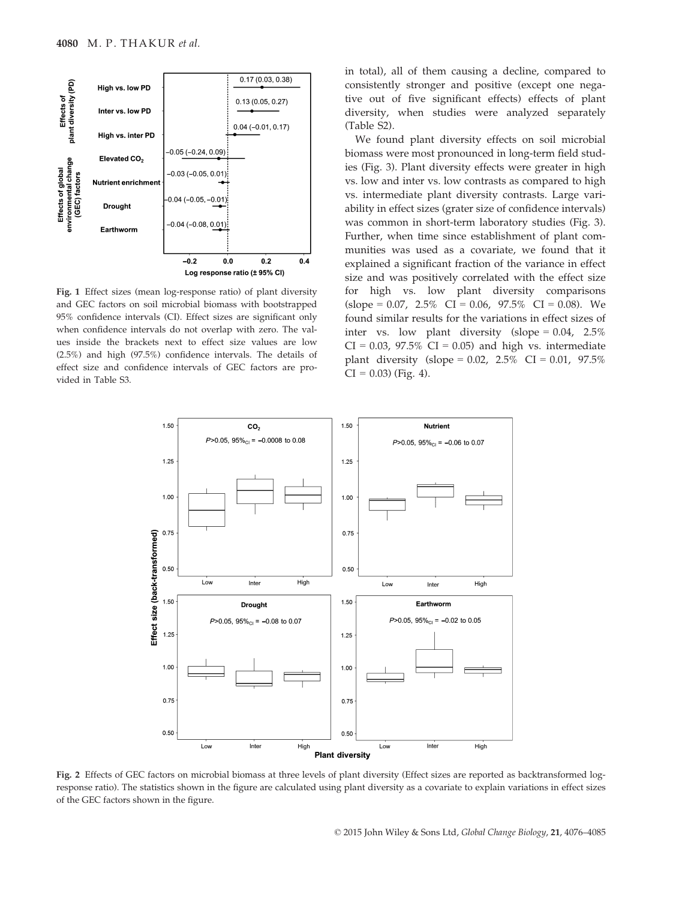Fig. 1 Effect sizes (mean log-response ratio) of plant diversity and GEC factors on soil microbial biomass with bootstrapped 95% confidence intervals (CI). Effect sizes are significant only when confidence intervals do not overlap with zero. The values inside the brackets next to effect size values are low (2.5%) and high (97.5%) confidence intervals. The details of effect size and confidence intervals of GEC factors are provided in Table S3.

in total), all of them causing a decline, compared to consistently stronger and positive (except one negative out of five significant effects) effects of plant diversity, when studies were analyzed separately (Table S2).

We found plant diversity effects on soil microbial biomass were most pronounced in long-term field studies (Fig. 3). Plant diversity effects were greater in high vs. low and inter vs. low contrasts as compared to high vs. intermediate plant diversity contrasts. Large variability in effect sizes (grater size of confidence intervals) was common in short-term laboratory studies (Fig. 3). Further, when time since establishment of plant communities was used as a covariate, we found that it explained a significant fraction of the variance in effect size and was positively correlated with the effect size for high vs. low plant diversity comparisons (slope = 0.07, 2.5% CI = 0.06, 97.5% CI = 0.08). We found similar results for the variations in effect sizes of inter vs. low plant diversity (slope = 0.04, 2.5% CI = 0.03, 97.5% CI = 0.05) and high vs. intermediate plant diversity (slope = 0.02, 2.5% CI = 0.01, 97.5% CI = 0.03) (Fig. 4).

Fig. 2 Effects of GEC factors on microbial biomass at three levels of plant diversity (Effect sizes are reported as backtransformed log-response ratio). The statistics shown in the figure are calculated using plant diversity as a covariate to explain variations in effect sizes of the GEC factors shown in the figure.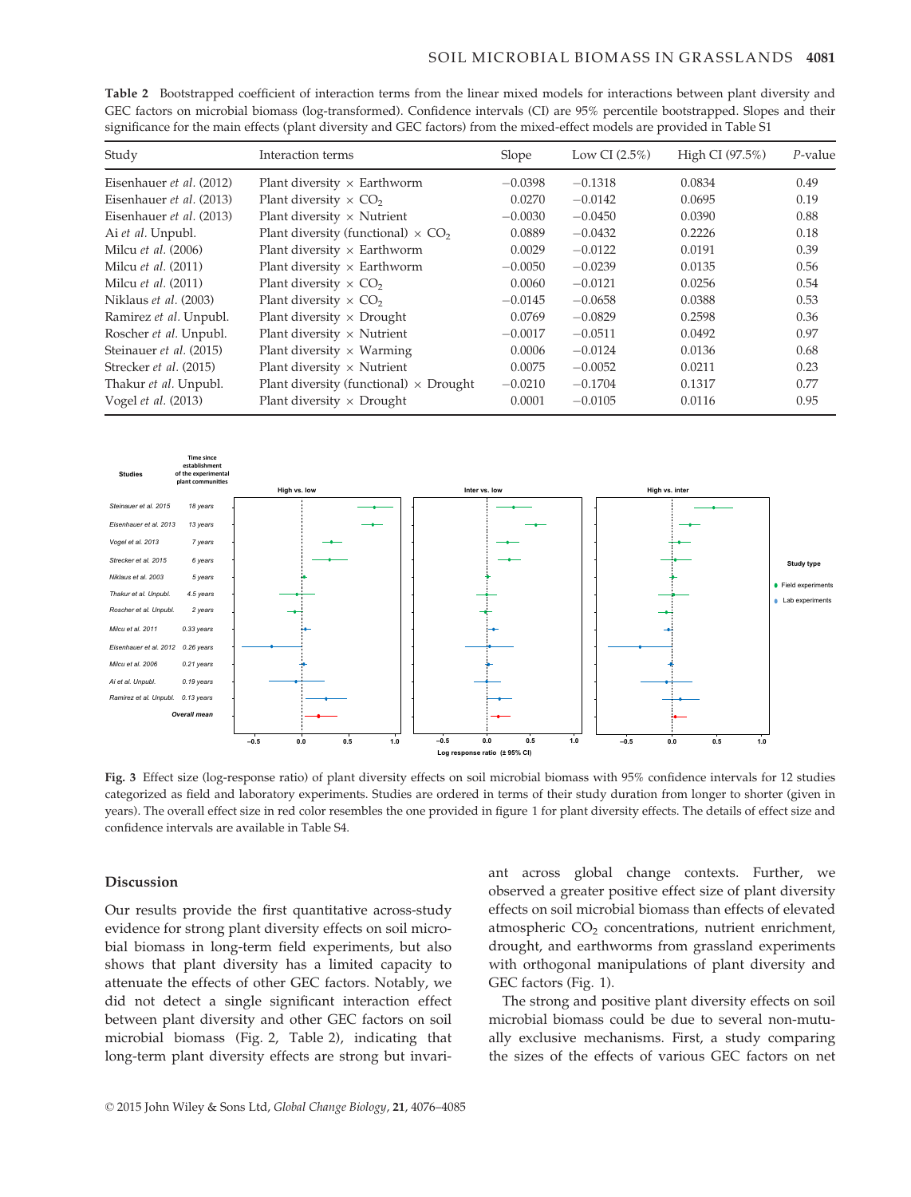**Table 2** Bootstrapped coefficient of interaction terms from the linear mixed models for interactions between plant diversity and GEC factors on microbial biomass (log-transformed). Confidence intervals (CI) are 95% percentile bootstrapped. Slopes and their significance for the main effects (plant diversity and GEC factors) from the mixed-effect models are provided in Table S1

| Study | Interaction terms | Slope | Low CI (2.5%) | High CI (97.5%) | *P*-value |
|---|---|---|---|---|---|
| Eisenhauer *et al.* (2012) | Plant diversity × Earthworm | −0.0398 | −0.1318 | 0.0834 | 0.49 |
| Eisenhauer *et al.* (2013) | Plant diversity × $CO_2$ | 0.0270 | −0.0142 | 0.0695 | 0.19 |
| Eisenhauer *et al.* (2013) | Plant diversity × Nutrient | −0.0030 | −0.0450 | 0.0390 | 0.88 |
| Ai *et al.* Unpubl. | Plant diversity (functional) × $CO_2$ | 0.0889 | −0.0432 | 0.2226 | 0.18 |
| Milcu *et al.* (2006) | Plant diversity × Earthworm | 0.0029 | −0.0122 | 0.0191 | 0.39 |
| Milcu *et al.* (2011) | Plant diversity × Earthworm | −0.0050 | −0.0239 | 0.0135 | 0.56 |
| Milcu *et al.* (2011) | Plant diversity × $CO_2$ | 0.0060 | −0.0121 | 0.0256 | 0.54 |
| Niklaus *et al.* (2003) | Plant diversity × $CO_2$ | −0.0145 | −0.0658 | 0.0388 | 0.53 |
| Ramirez *et al.* Unpubl. | Plant diversity × Drought | 0.0769 | −0.0829 | 0.2598 | 0.36 |
| Roscher *et al.* Unpubl. | Plant diversity × Nutrient | −0.0017 | −0.0511 | 0.0492 | 0.97 |
| Steinauer *et al.* (2015) | Plant diversity × Warming | 0.0006 | −0.0124 | 0.0136 | 0.68 |
| Strecker *et al.* (2015) | Plant diversity × Nutrient | 0.0075 | −0.0052 | 0.0211 | 0.23 |
| Thakur *et al.* Unpubl. | Plant diversity (functional) × Drought | −0.0210 | −0.1704 | 0.1317 | 0.77 |
| Vogel *et al.* (2013) | Plant diversity × Drought | 0.0001 | −0.0105 | 0.0116 | 0.95 |

**Fig. 3** Effect size (log-response ratio) of plant diversity effects on soil microbial biomass with 95% confidence intervals for 12 studies categorized as field and laboratory experiments. Studies are ordered in terms of their study duration from longer to shorter (given in years). The overall effect size in red color resembles the one provided in figure 1 for plant diversity effects. The details of effect size and confidence intervals are available in Table S4.

## Discussion

Our results provide the first quantitative across-study evidence for strong plant diversity effects on soil microbial biomass in long-term field experiments, but also shows that plant diversity has a limited capacity to attenuate the effects of other GEC factors. Notably, we did not detect a single significant interaction effect between plant diversity and other GEC factors on soil microbial biomass (Fig. 2, Table 2), indicating that long-term plant diversity effects are strong but invariant across global change contexts. Further, we observed a greater positive effect size of plant diversity effects on soil microbial biomass than effects of elevated atmospheric $CO_2$ concentrations, nutrient enrichment, drought, and earthworms from grassland experiments with orthogonal manipulations of plant diversity and GEC factors (Fig. 1).

The strong and positive plant diversity effects on soil microbial biomass could be due to several non-mutually exclusive mechanisms. First, a study comparing the sizes of the effects of various GEC factors on net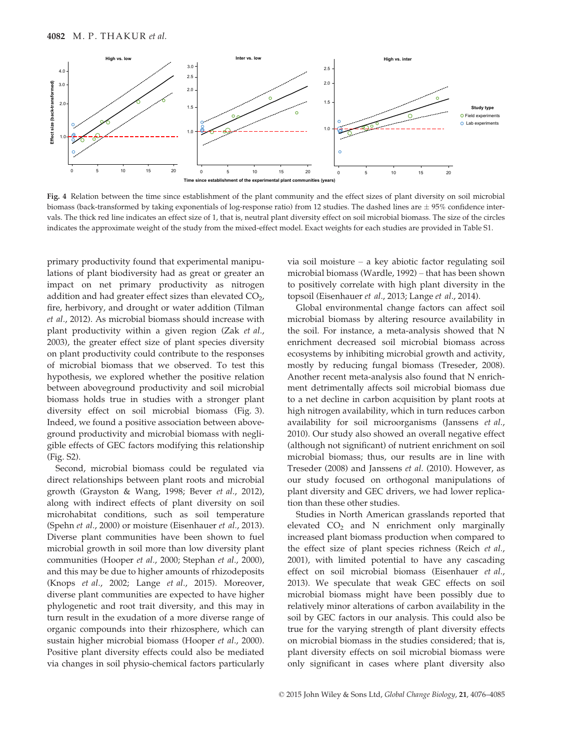**Fig. 4** Relation between the time since establishment of the plant community and the effect sizes of plant diversity on soil microbial biomass (back-transformed by taking exponentials of log-response ratio) from 12 studies. The dashed lines are ± 95% confidence intervals. The thick red line indicates an effect size of 1, that is, neutral plant diversity effect on soil microbial biomass. The size of the circles indicates the approximate weight of the study from the mixed-effect model. Exact weights for each studies are provided in Table S1.

primary productivity found that experimental manipulations of plant biodiversity had as great or greater an impact on net primary productivity as nitrogen addition and had greater effect sizes than elevated $CO_2$, fire, herbivory, and drought or water addition (Tilman *et al.*, 2012). As microbial biomass should increase with plant productivity within a given region (Zak *et al.*, 2003), the greater effect size of plant species diversity on plant productivity could contribute to the responses of microbial biomass that we observed. To test this hypothesis, we explored whether the positive relation between aboveground productivity and soil microbial biomass holds true in studies with a stronger plant diversity effect on soil microbial biomass (Fig. 3). Indeed, we found a positive association between aboveground productivity and microbial biomass with negligible effects of GEC factors modifying this relationship (Fig. S2).

Second, microbial biomass could be regulated via direct relationships between plant roots and microbial growth (Grayston & Wang, 1998; Bever *et al.*, 2012), along with indirect effects of plant diversity on soil microhabitat conditions, such as soil temperature (Spehn *et al.*, 2000) or moisture (Eisenhauer *et al.*, 2013). Diverse plant communities have been shown to fuel microbial growth in soil more than low diversity plant communities (Hooper *et al.*, 2000; Stephan *et al.*, 2000), and this may be due to higher amounts of rhizodeposits (Knops *et al.*, 2002; Lange *et al.*, 2015). Moreover, diverse plant communities are expected to have higher phylogenetic and root trait diversity, and this may in turn result in the exudation of a more diverse range of organic compounds into their rhizosphere, which can sustain higher microbial biomass (Hooper *et al.*, 2000). Positive plant diversity effects could also be mediated via changes in soil physio-chemical factors particularly via soil moisture – a key abiotic factor regulating soil microbial biomass (Wardle, 1992) – that has been shown to positively correlate with high plant diversity in the topsoil (Eisenhauer *et al.*, 2013; Lange *et al.*, 2014).

Global environmental change factors can affect soil microbial biomass by altering resource availability in the soil. For instance, a meta-analysis showed that N enrichment decreased soil microbial biomass across ecosystems by inhibiting microbial growth and activity, mostly by reducing fungal biomass (Treseder, 2008). Another recent meta-analysis also found that N enrichment detrimentally affects soil microbial biomass due to a net decline in carbon acquisition by plant roots at high nitrogen availability, which in turn reduces carbon availability for soil microorganisms (Janssens *et al.*, 2010). Our study also showed an overall negative effect (although not significant) of nutrient enrichment on soil microbial biomass; thus, our results are in line with Treseder (2008) and Janssens *et al.* (2010). However, as our study focused on orthogonal manipulations of plant diversity and GEC drivers, we had lower replication than these other studies.

Studies in North American grasslands reported that elevated $CO_2$ and N enrichment only marginally increased plant biomass production when compared to the effect size of plant species richness (Reich *et al.*, 2001), with limited potential to have any cascading effect on soil microbial biomass (Eisenhauer *et al.*, 2013). We speculate that weak GEC effects on soil microbial biomass might have been possibly due to relatively minor alterations of carbon availability in the soil by GEC factors in our analysis. This could also be true for the varying strength of plant diversity effects on microbial biomass in the studies considered; that is, plant diversity effects on soil microbial biomass were only significant in cases where plant diversity also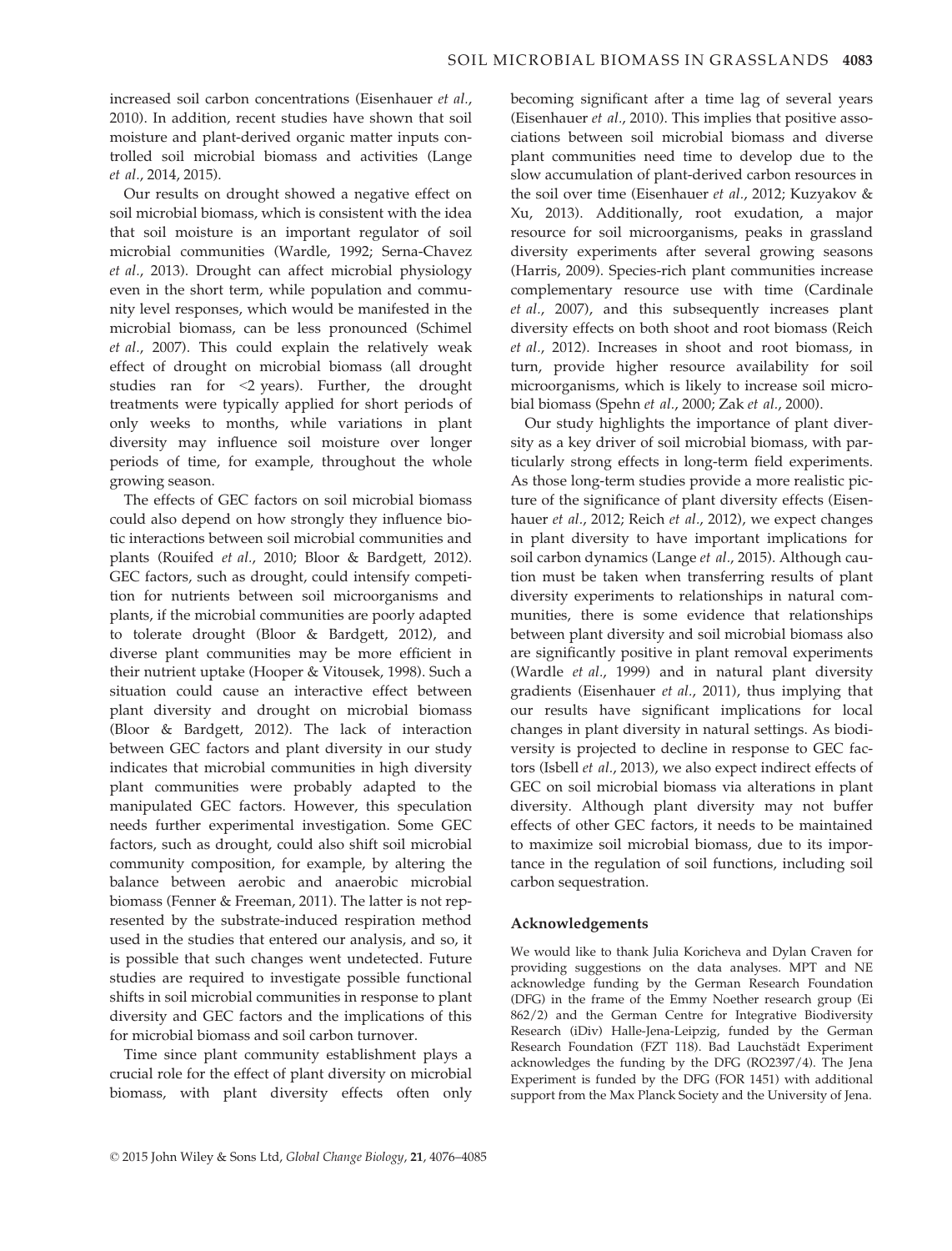increased soil carbon concentrations (Eisenhauer *et al.*, 2010). In addition, recent studies have shown that soil moisture and plant-derived organic matter inputs controlled soil microbial biomass and activities (Lange *et al.*, 2014, 2015).

Our results on drought showed a negative effect on soil microbial biomass, which is consistent with the idea that soil moisture is an important regulator of soil microbial communities (Wardle, 1992; Serna-Chavez *et al.*, 2013). Drought can affect microbial physiology even in the short term, while population and community level responses, which would be manifested in the microbial biomass, can be less pronounced (Schimel *et al.*, 2007). This could explain the relatively weak effect of drought on microbial biomass (all drought studies ran for <2 years). Further, the drought treatments were typically applied for short periods of only weeks to months, while variations in plant diversity may influence soil moisture over longer periods of time, for example, throughout the whole growing season.

The effects of GEC factors on soil microbial biomass could also depend on how strongly they influence biotic interactions between soil microbial communities and plants (Rouifed *et al.*, 2010; Bloor & Bardgett, 2012). GEC factors, such as drought, could intensify competition for nutrients between soil microorganisms and plants, if the microbial communities are poorly adapted to tolerate drought (Bloor & Bardgett, 2012), and diverse plant communities may be more efficient in their nutrient uptake (Hooper & Vitousek, 1998). Such a situation could cause an interactive effect between plant diversity and drought on microbial biomass (Bloor & Bardgett, 2012). The lack of interaction between GEC factors and plant diversity in our study indicates that microbial communities in high diversity plant communities were probably adapted to the manipulated GEC factors. However, this speculation needs further experimental investigation. Some GEC factors, such as drought, could also shift soil microbial community composition, for example, by altering the balance between aerobic and anaerobic microbial biomass (Fenner & Freeman, 2011). The latter is not represented by the substrate-induced respiration method used in the studies that entered our analysis, and so, it is possible that such changes went undetected. Future studies are required to investigate possible functional shifts in soil microbial communities in response to plant diversity and GEC factors and the implications of this for microbial biomass and soil carbon turnover.

Time since plant community establishment plays a crucial role for the effect of plant diversity on microbial biomass, with plant diversity effects often only becoming significant after a time lag of several years (Eisenhauer *et al.*, 2010). This implies that positive associations between soil microbial biomass and diverse plant communities need time to develop due to the slow accumulation of plant-derived carbon resources in the soil over time (Eisenhauer *et al.*, 2012; Kuzyakov & Xu, 2013). Additionally, root exudation, a major resource for soil microorganisms, peaks in grassland diversity experiments after several growing seasons (Harris, 2009). Species-rich plant communities increase complementary resource use with time (Cardinale *et al.*, 2007), and this subsequently increases plant diversity effects on both shoot and root biomass (Reich *et al.*, 2012). Increases in shoot and root biomass, in turn, provide higher resource availability for soil microorganisms, which is likely to increase soil microbial biomass (Spehn *et al.*, 2000; Zak *et al.*, 2000).

Our study highlights the importance of plant diversity as a key driver of soil microbial biomass, with particularly strong effects in long-term field experiments. As those long-term studies provide a more realistic picture of the significance of plant diversity effects (Eisenhauer *et al.*, 2012; Reich *et al.*, 2012), we expect changes in plant diversity to have important implications for soil carbon dynamics (Lange *et al.*, 2015). Although caution must be taken when transferring results of plant diversity experiments to relationships in natural communities, there is some evidence that relationships between plant diversity and soil microbial biomass also are significantly positive in plant removal experiments (Wardle *et al.*, 1999) and in natural plant diversity gradients (Eisenhauer *et al.*, 2011), thus implying that our results have significant implications for local changes in plant diversity in natural settings. As biodiversity is projected to decline in response to GEC factors (Isbell *et al.*, 2013), we also expect indirect effects of GEC on soil microbial biomass via alterations in plant diversity. Although plant diversity may not buffer effects of other GEC factors, it needs to be maintained to maximize soil microbial biomass, due to its importance in the regulation of soil functions, including soil carbon sequestration.

## Acknowledgements

We would like to thank Julia Koricheva and Dylan Craven for providing suggestions on the data analyses. MPT and NE acknowledge funding by the German Research Foundation (DFG) in the frame of the Emmy Noether research group (Ei 862/2) and the German Centre for Integrative Biodiversity Research (iDiv) Halle-Jena-Leipzig, funded by the German Research Foundation (FZT 118). Bad Lauchstädt Experiment acknowledges the funding by the DFG (RO2397/4). The Jena Experiment is funded by the DFG (FOR 1451) with additional support from the Max Planck Society and the University of Jena.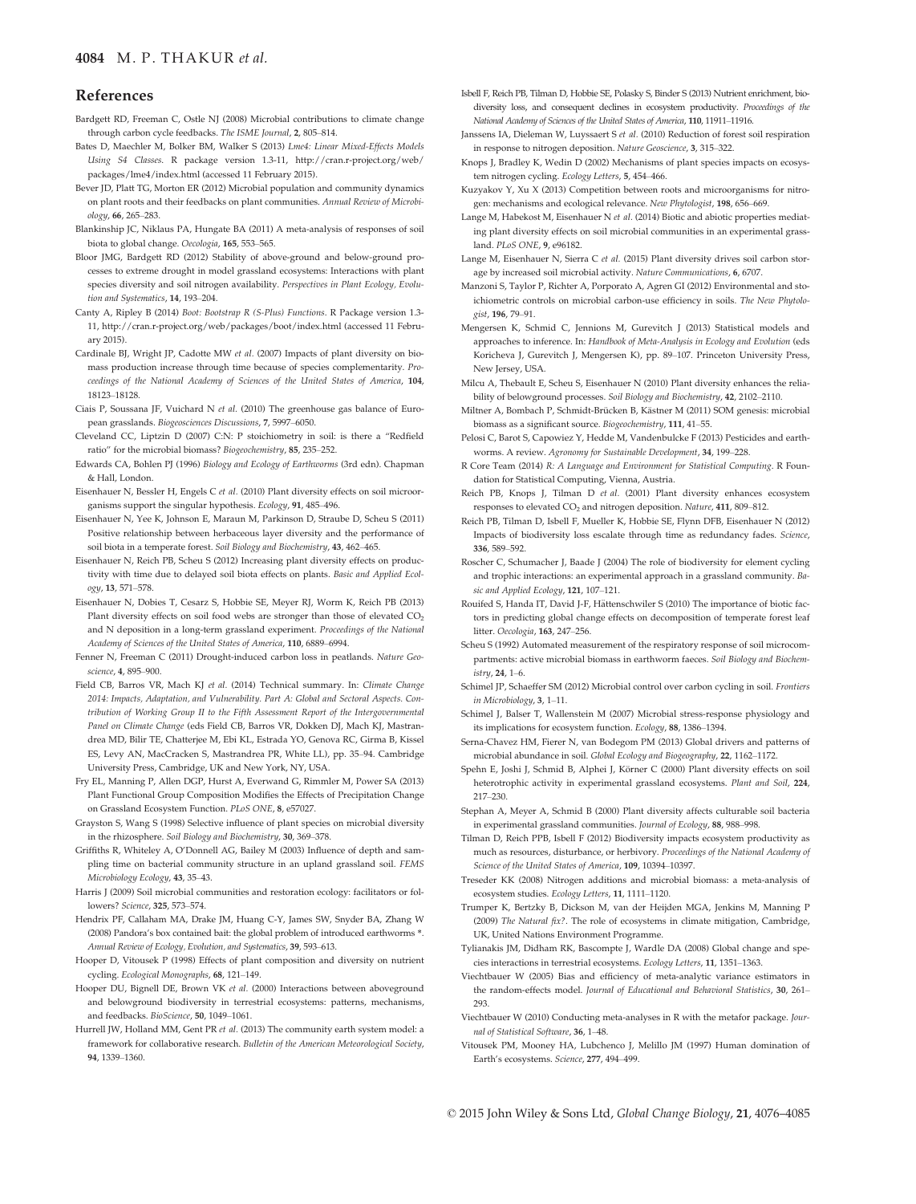## References

Bardgett RD, Freeman C, Ostle NJ (2008) Microbial contributions to climate change through carbon cycle feedbacks. *The ISME Journal*, **2**, 805–814.

Bates D, Maechler M, Bolker BM, Walker S (2013) *Lme4: Linear Mixed-Effects Models Using S4 Classes*. R package version 1.3-11, http://cran.r-project.org/web/packages/lme4/index.html (accessed 11 February 2015).

Bever JD, Platt TG, Morton ER (2012) Microbial population and community dynamics on plant roots and their feedbacks on plant communities. *Annual Review of Microbiology*, **66**, 265–283.

Blankinship JC, Niklaus PA, Hungate BA (2011) A meta-analysis of responses of soil biota to global change. *Oecologia*, **165**, 553–565.

Bloor JMG, Bardgett RD (2012) Stability of above-ground and below-ground processes to extreme drought in model grassland ecosystems: Interactions with plant species diversity and soil nitrogen availability. *Perspectives in Plant Ecology, Evolution and Systematics*, **14**, 193–204.

Canty A, Ripley B (2014) *Boot: Bootstrap R (S-Plus) Functions*. R Package version 1.3-11, http://cran.r-project.org/web/packages/boot/index.html (accessed 11 February 2015).

Cardinale BJ, Wright JP, Cadotte MW *et al.* (2007) Impacts of plant diversity on biomass production increase through time because of species complementarity. *Proceedings of the National Academy of Sciences of the United States of America*, **104**, 18123–18128.

Ciais P, Soussana JF, Vuichard N *et al.* (2010) The greenhouse gas balance of European grasslands. *Biogeosciences Discussions*, **7**, 5997–6050.

Cleveland CC, Liptzin D (2007) C:N: P stoichiometry in soil: is there a "Redfield ratio" for the microbial biomass? *Biogeochemistry*, **85**, 235–252.

Edwards CA, Bohlen PJ (1996) *Biology and Ecology of Earthworms* (3rd edn). Chapman & Hall, London.

Eisenhauer N, Bessler H, Engels C *et al.* (2010) Plant diversity effects on soil microorganisms support the singular hypothesis. *Ecology*, **91**, 485–496.

Eisenhauer N, Yee K, Johnson E, Maraun M, Parkinson D, Straube D, Scheu S (2011) Positive relationship between herbaceous layer diversity and the performance of soil biota in a temperate forest. *Soil Biology and Biochemistry*, **43**, 462–465.

Eisenhauer N, Reich PB, Scheu S (2012) Increasing plant diversity effects on productivity with time due to delayed soil biota effects on plants. *Basic and Applied Ecology*, **13**, 571–578.

Eisenhauer N, Dobies T, Cesarz S, Hobbie SE, Meyer RJ, Worm K, Reich PB (2013) Plant diversity effects on soil food webs are stronger than those of elevated $CO_2$ and N deposition in a long-term grassland experiment. *Proceedings of the National Academy of Sciences of the United States of America*, **110**, 6889–6994.

Fenner N, Freeman C (2011) Drought-induced carbon loss in peatlands. *Nature Geoscience*, **4**, 895–900.

Field CB, Barros VR, Mach KJ *et al.* (2014) Technical summary. In: *Climate Change 2014: Impacts, Adaptation, and Vulnerability. Part A: Global and Sectoral Aspects. Contribution of Working Group II to the Fifth Assessment Report of the Intergovernmental Panel on Climate Change* (eds Field CB, Barros VR, Dokken DJ, Mach KJ, Mastrandrea MD, Bilir TE, Chatterjee M, Ebi KL, Estrada YO, Genova RC, Girma B, Kissel ES, Levy AN, MacCracken S, Mastrandrea PR, White LL), pp. 35–94. Cambridge University Press, Cambridge, UK and New York, NY, USA.

Fry EL, Manning P, Allen DGP, Hurst A, Everwand G, Rimmler M, Power SA (2013) Plant Functional Group Composition Modifies the Effects of Precipitation Change on Grassland Ecosystem Function. *PLoS ONE*, **8**, e57027.

Grayston S, Wang S (1998) Selective influence of plant species on microbial diversity in the rhizosphere. *Soil Biology and Biochemistry*, **30**, 369–378.

Griffiths R, Whiteley A, O'Donnell AG, Bailey M (2003) Influence of depth and sampling time on bacterial community structure in an upland grassland soil. *FEMS Microbiology Ecology*, **43**, 35–43.

Harris J (2009) Soil microbial communities and restoration ecology: facilitators or followers? *Science*, **325**, 573–574.

Hendrix PF, Callaham MA, Drake JM, Huang C-Y, James SW, Snyder BA, Zhang W (2008) Pandora's box contained bait: the global problem of introduced earthworms *. *Annual Review of Ecology, Evolution, and Systematics*, **39**, 593–613.

Hooper D, Vitousek P (1998) Effects of plant composition and diversity on nutrient cycling. *Ecological Monographs*, **68**, 121–149.

Hooper DU, Bignell DE, Brown VK *et al.* (2000) Interactions between aboveground and belowground biodiversity in terrestrial ecosystems: patterns, mechanisms, and feedbacks. *BioScience*, **50**, 1049–1061.

Hurrell JW, Holland MM, Gent PR *et al.* (2013) The community earth system model: a framework for collaborative research. *Bulletin of the American Meteorological Society*, **94**, 1339–1360.

Isbell F, Reich PB, Tilman D, Hobbie SE, Polasky S, Binder S (2013) Nutrient enrichment, biodiversity loss, and consequent declines in ecosystem productivity. *Proceedings of the National Academy of Sciences of the United States of America*, **110**, 11911–11916.

Janssens IA, Dieleman W, Luyssaert S *et al.* (2010) Reduction of forest soil respiration in response to nitrogen deposition. *Nature Geoscience*, **3**, 315–322.

Knops J, Bradley K, Wedin D (2002) Mechanisms of plant species impacts on ecosystem nitrogen cycling. *Ecology Letters*, **5**, 454–466.

Kuzyakov Y, Xu X (2013) Competition between roots and microorganisms for nitrogen: mechanisms and ecological relevance. *New Phytologist*, **198**, 656–669.

Lange M, Habekost M, Eisenhauer N *et al.* (2014) Biotic and abiotic properties mediating plant diversity effects on soil microbial communities in an experimental grassland. *PLoS ONE*, **9**, e96182.

Lange M, Eisenhauer N, Sierra C *et al.* (2015) Plant diversity drives soil carbon storage by increased soil microbial activity. *Nature Communications*, **6**, 6707.

Manzoni S, Taylor P, Richter A, Porporato A, Agren GI (2012) Environmental and stoichiometric controls on microbial carbon-use efficiency in soils. *The New Phytologist*, **196**, 79–91.

Mengersen K, Schmid C, Jennions M, Gurevitch J (2013) Statistical models and approaches to inference. In: *Handbook of Meta-Analysis in Ecology and Evolution* (eds Koricheva J, Gurevitch J, Mengersen K), pp. 89–107. Princeton University Press, New Jersey, USA.

Milcu A, Thebault E, Scheu S, Eisenhauer N (2010) Plant diversity enhances the reliability of belowground processes. *Soil Biology and Biochemistry*, **42**, 2102–2110.

Miltner A, Bombach P, Schmidt-Brücken B, Kästner M (2011) SOM genesis: microbial biomass as a significant source. *Biogeochemistry*, **111**, 41–55.

Pelosi C, Barot S, Capowiez Y, Hedde M, Vandenbulcke F (2013) Pesticides and earthworms. A review. *Agronomy for Sustainable Development*, **34**, 199–228.

R Core Team (2014) *R: A Language and Environment for Statistical Computing*. R Foundation for Statistical Computing, Vienna, Austria.

Reich PB, Knops J, Tilman D *et al.* (2001) Plant diversity enhances ecosystem responses to elevated $CO_2$ and nitrogen deposition. *Nature*, **411**, 809–812.

Reich PB, Tilman D, Isbell F, Mueller K, Hobbie SE, Flynn DFB, Eisenhauer N (2012) Impacts of biodiversity loss escalate through time as redundancy fades. *Science*, **336**, 589–592.

Roscher C, Schumacher J, Baade J (2004) The role of biodiversity for element cycling and trophic interactions: an experimental approach in a grassland community. *Basic and Applied Ecology*, **121**, 107–121.

Rouifed S, Handa IT, David J-F, Hättenschwiler S (2010) The importance of biotic factors in predicting global change effects on decomposition of temperate forest leaf litter. *Oecologia*, **163**, 247–256.

Scheu S (1992) Automated measurement of the respiratory response of soil microcompartments: active microbial biomass in earthworm faeces. *Soil Biology and Biochemistry*, **24**, 1–6.

Schimel JP, Schaeffer SM (2012) Microbial control over carbon cycling in soil. *Frontiers in Microbiology*, **3**, 1–11.

Schimel J, Balser T, Wallenstein M (2007) Microbial stress-response physiology and its implications for ecosystem function. *Ecology*, **88**, 1386–1394.

Serna-Chavez HM, Fierer N, van Bodegom PM (2013) Global drivers and patterns of microbial abundance in soil. *Global Ecology and Biogeography*, **22**, 1162–1172.

Spehn E, Joshi J, Schmid B, Alphei J, Körner C (2000) Plant diversity effects on soil heterotrophic activity in experimental grassland ecosystems. *Plant and Soil*, **224**, 217–230.

Stephan A, Meyer A, Schmid B (2000) Plant diversity affects culturable soil bacteria in experimental grassland communities. *Journal of Ecology*, **88**, 988–998.

Tilman D, Reich PPB, Isbell F (2012) Biodiversity impacts ecosystem productivity as much as resources, disturbance, or herbivory. *Proceedings of the National Academy of Science of the United States of America*, **109**, 10394–10397.

Treseder KK (2008) Nitrogen additions and microbial biomass: a meta-analysis of ecosystem studies. *Ecology Letters*, **11**, 1111–1120.

Trumper K, Bertzky B, Dickson M, van der Heijden MGA, Jenkins M, Manning P (2009) *The Natural fix?*. The role of ecosystems in climate mitigation, Cambridge, UK, United Nations Environment Programme.

Tylianakis JM, Didham RK, Bascompte J, Wardle DA (2008) Global change and species interactions in terrestrial ecosystems. *Ecology Letters*, **11**, 1351–1363.

Viechtbauer W (2005) Bias and efficiency of meta-analytic variance estimators in the random-effects model. *Journal of Educational and Behavioral Statistics*, **30**, 261–293.

Viechtbauer W (2010) Conducting meta-analyses in R with the metafor package. *Journal of Statistical Software*, **36**, 1–48.

Vitousek PM, Mooney HA, Lubchenco J, Melillo JM (1997) Human domination of Earth's ecosystems. *Science*, **277**, 494–499.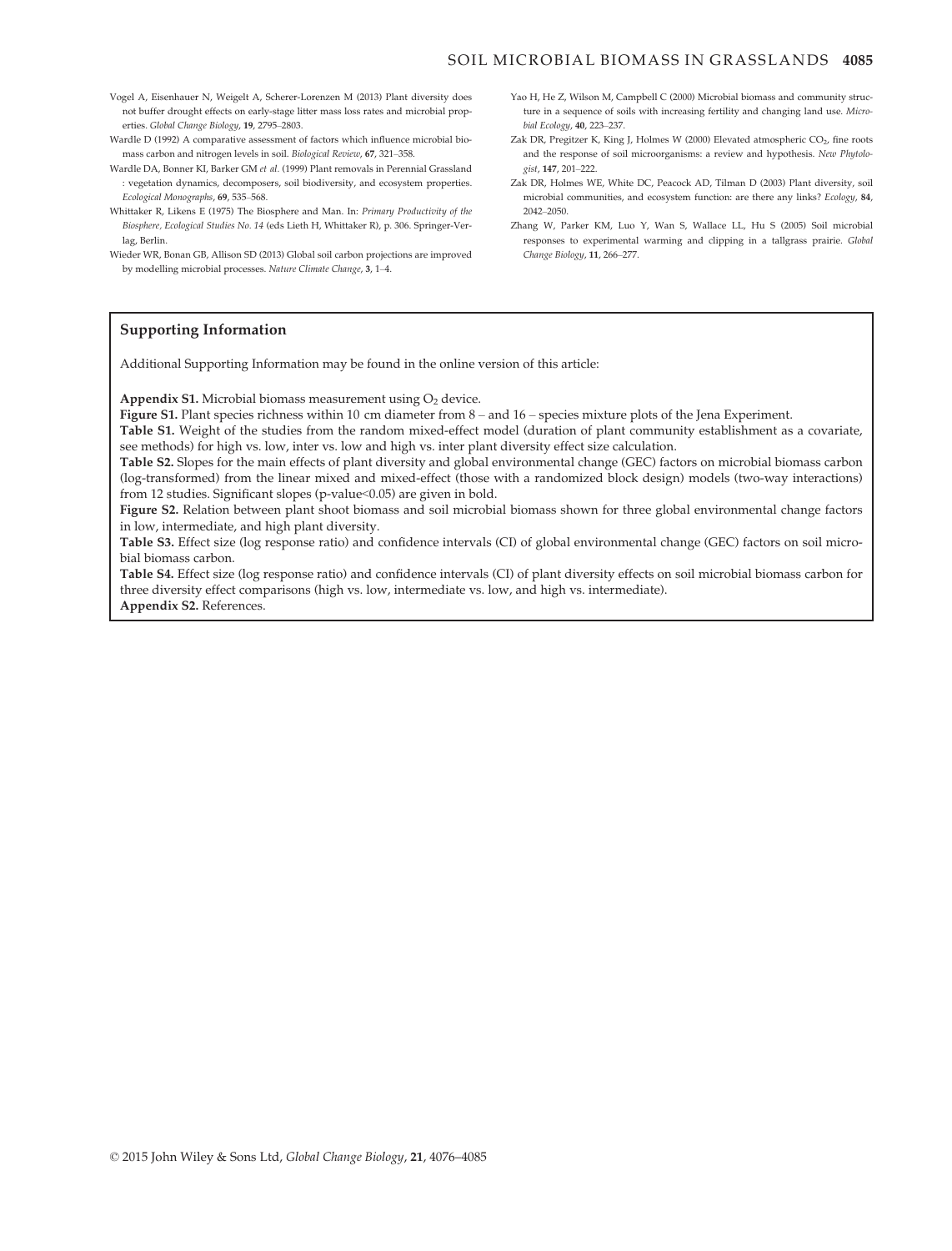Vogel A, Eisenhauer N, Weigelt A, Scherer-Lorenzen M (2013) Plant diversity does not buffer drought effects on early-stage litter mass loss rates and microbial properties. *Global Change Biology*, **19**, 2795–2803.

Wardle D (1992) A comparative assessment of factors which influence microbial biomass carbon and nitrogen levels in soil. *Biological Review*, **67**, 321–358.

Wardle DA, Bonner KI, Barker GM *et al.* (1999) Plant removals in Perennial Grassland : vegetation dynamics, decomposers, soil biodiversity, and ecosystem properties. *Ecological Monographs*, **69**, 535–568.

Whittaker R, Likens E (1975) The Biosphere and Man. In: *Primary Productivity of the Biosphere, Ecological Studies No. 14* (eds Lieth H, Whittaker R), p. 306. Springer-Verlag, Berlin.

Wieder WR, Bonan GB, Allison SD (2013) Global soil carbon projections are improved by modelling microbial processes. *Nature Climate Change*, **3**, 1–4.

Yao H, He Z, Wilson M, Campbell C (2000) Microbial biomass and community structure in a sequence of soils with increasing fertility and changing land use. *Microbial Ecology*, **40**, 223–237.

Zak DR, Pregitzer K, King J, Holmes W (2000) Elevated atmospheric $CO_2$, fine roots and the response of soil microorganisms: a review and hypothesis. *New Phytologist*, **147**, 201–222.

Zak DR, Holmes WE, White DC, Peacock AD, Tilman D (2003) Plant diversity, soil microbial communities, and ecosystem function: are there any links? *Ecology*, **84**, 2042–2050.

Zhang W, Parker KM, Luo Y, Wan S, Wallace LL, Hu S (2005) Soil microbial responses to experimental warming and clipping in a tallgrass prairie. *Global Change Biology*, **11**, 266–277.

## Supporting Information

Additional Supporting Information may be found in the online version of this article:

**Appendix S1.** Microbial biomass measurement using $O_2$ device.

**Figure S1.** Plant species richness within 10 cm diameter from 8 – and 16 – species mixture plots of the Jena Experiment.

**Table S1.** Weight of the studies from the random mixed-effect model (duration of plant community establishment as a covariate, see methods) for high vs. low, inter vs. low and high vs. inter plant diversity effect size calculation.

**Table S2.** Slopes for the main effects of plant diversity and global environmental change (GEC) factors on microbial biomass carbon (log-transformed) from the linear mixed and mixed-effect (those with a randomized block design) models (two-way interactions) from 12 studies. Significant slopes (p-value<0.05) are given in bold.

**Figure S2.** Relation between plant shoot biomass and soil microbial biomass shown for three global environmental change factors in low, intermediate, and high plant diversity.

**Table S3.** Effect size (log response ratio) and confidence intervals (CI) of global environmental change (GEC) factors on soil microbial biomass carbon.

**Table S4.** Effect size (log response ratio) and confidence intervals (CI) of plant diversity effects on soil microbial biomass carbon for three diversity effect comparisons (high vs. low, intermediate vs. low, and high vs. intermediate).

**Appendix S2.** References.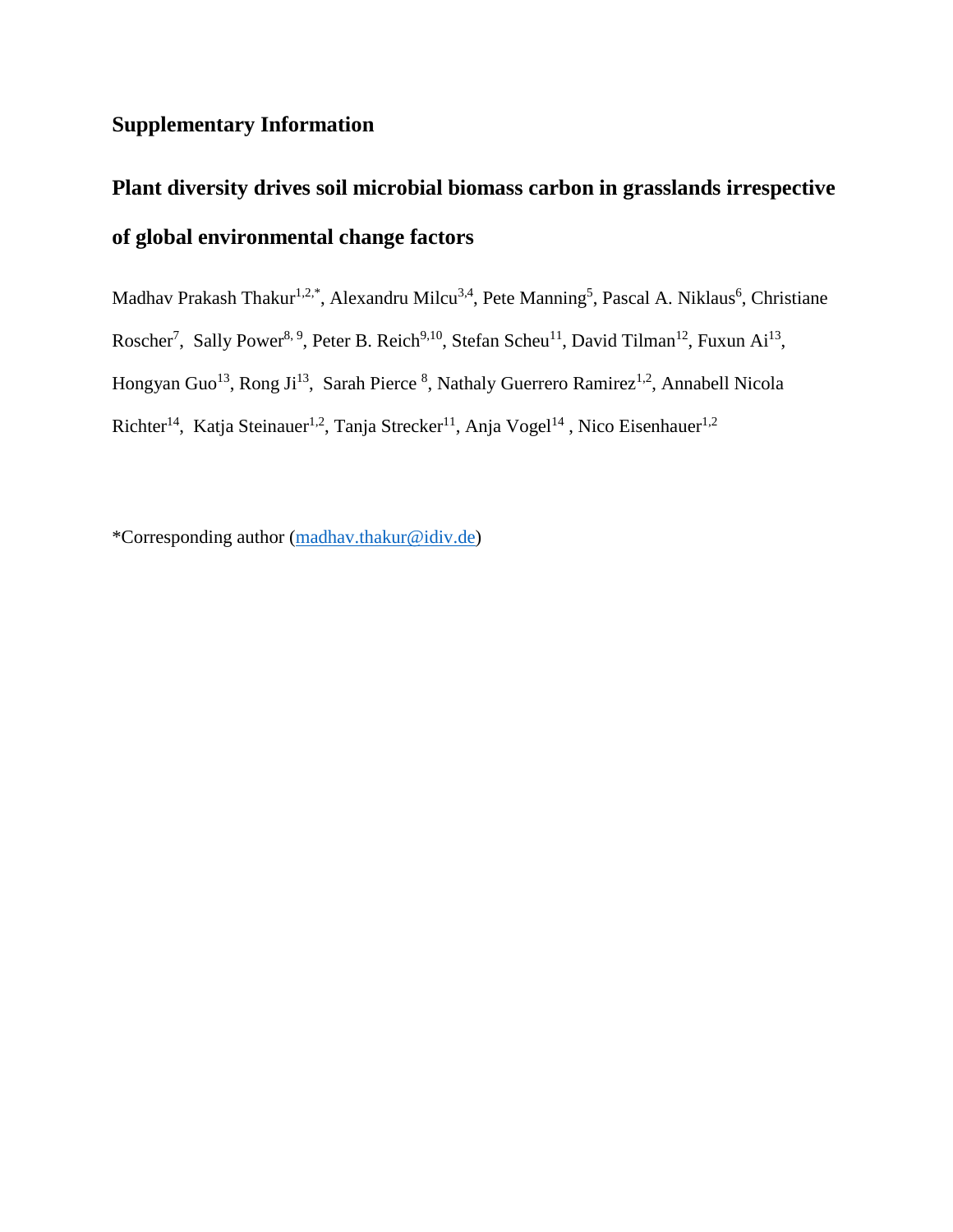# Supplementary Information

## Plant diversity drives soil microbial biomass carbon in grasslands irrespective of global environmental change factors

Madhav Prakash Thakur[1,2,*], Alexandru Milcu[3,4], Pete Manning[5], Pascal A. Niklaus[6], Christiane Roscher[7], Sally Power[8, 9], Peter B. Reich[9,10], Stefan Scheu[11], David Tilman[12], Fuxun Ai[13], Hongyan Guo[13], Rong Ji[13], Sarah Pierce [8], Nathaly Guerrero Ramirez[1,2], Annabell Nicola Richter[14], Katja Steinauer[1,2], Tanja Strecker[11], Anja Vogel[14] , Nico Eisenhauer[1,2]

*Corresponding author (madhav.thakur@idiv.de)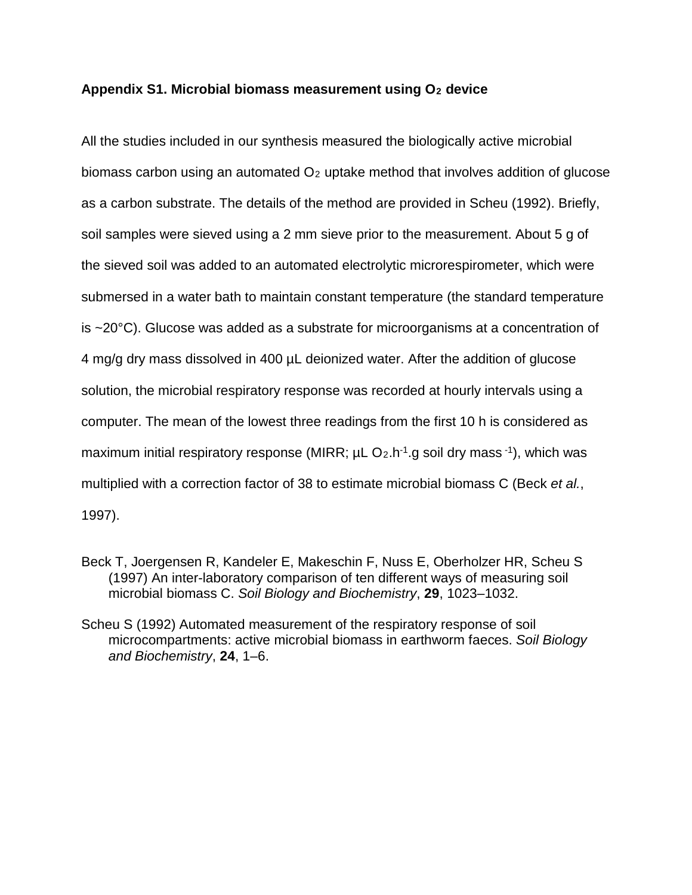## Appendix S1. Microbial biomass measurement using $O_2$ device

All the studies included in our synthesis measured the biologically active microbial biomass carbon using an automated $O_2$ uptake method that involves addition of glucose as a carbon substrate. The details of the method are provided in Scheu (1992). Briefly, soil samples were sieved using a 2 mm sieve prior to the measurement. About 5 g of the sieved soil was added to an automated electrolytic microrespirometer, which were submersed in a water bath to maintain constant temperature (the standard temperature is ~20°C). Glucose was added as a substrate for microorganisms at a concentration of 4 mg/g dry mass dissolved in 400 µL deionized water. After the addition of glucose solution, the microbial respiratory response was recorded at hourly intervals using a computer. The mean of the lowest three readings from the first 10 h is considered as maximum initial respiratory response (MIRR; µL $O_2.h^{-1}.g$ soil dry mass $^{-1}$), which was multiplied with a correction factor of 38 to estimate microbial biomass C (Beck *et al.*, 1997).

Beck T, Joergensen R, Kandeler E, Makeschin F, Nuss E, Oberholzer HR, Scheu S (1997) An inter-laboratory comparison of ten different ways of measuring soil microbial biomass C. *Soil Biology and Biochemistry*, **29**, 1023–1032.

Scheu S (1992) Automated measurement of the respiratory response of soil microcompartments: active microbial biomass in earthworm faeces. *Soil Biology and Biochemistry*, **24**, 1–6.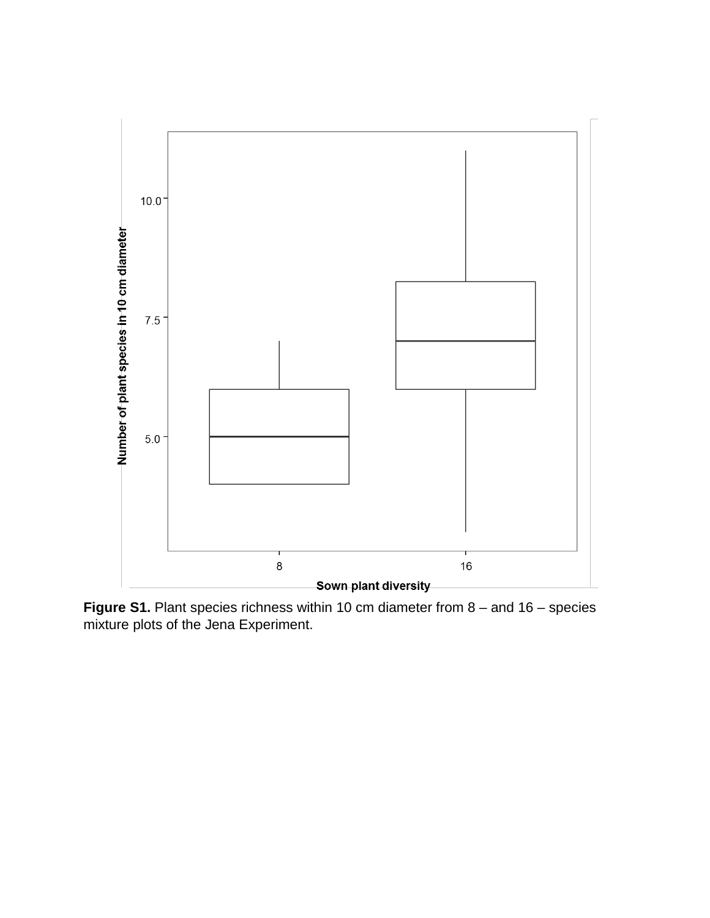**Figure S1.** Plant species richness within 10 cm diameter from 8 – and 16 – species mixture plots of the Jena Experiment.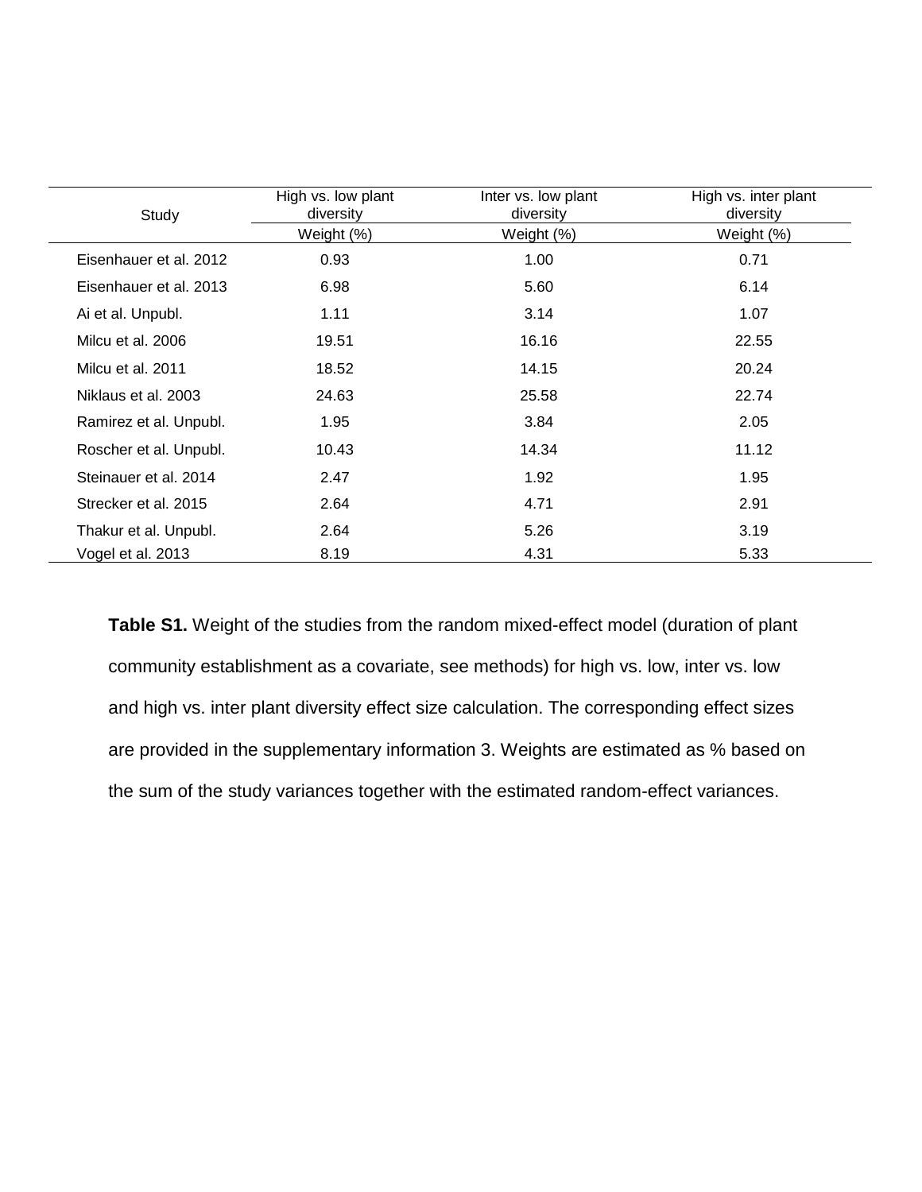| Study | High vs. low plant diversity | Inter vs. low plant diversity | High vs. inter plant diversity |
|---|---|---|---|
| | Weight (%) | Weight (%) | Weight (%) |
| Eisenhauer et al. 2012 | 0.93 | 1.00 | 0.71 |
| Eisenhauer et al. 2013 | 6.98 | 5.60 | 6.14 |
| Ai et al. Unpubl. | 1.11 | 3.14 | 1.07 |
| Milcu et al. 2006 | 19.51 | 16.16 | 22.55 |
| Milcu et al. 2011 | 18.52 | 14.15 | 20.24 |
| Niklaus et al. 2003 | 24.63 | 25.58 | 22.74 |
| Ramirez et al. Unpubl. | 1.95 | 3.84 | 2.05 |
| Roscher et al. Unpubl. | 10.43 | 14.34 | 11.12 |
| Steinauer et al. 2014 | 2.47 | 1.92 | 1.95 |
| Strecker et al. 2015 | 2.64 | 4.71 | 2.91 |
| Thakur et al. Unpubl. | 2.64 | 5.26 | 3.19 |
| Vogel et al. 2013 | 8.19 | 4.31 | 5.33 |

**Table S1.** Weight of the studies from the random mixed-effect model (duration of plant community establishment as a covariate, see methods) for high vs. low, inter vs. low and high vs. inter plant diversity effect size calculation. The corresponding effect sizes are provided in the supplementary information 3. Weights are estimated as % based on the sum of the study variances together with the estimated random-effect variances.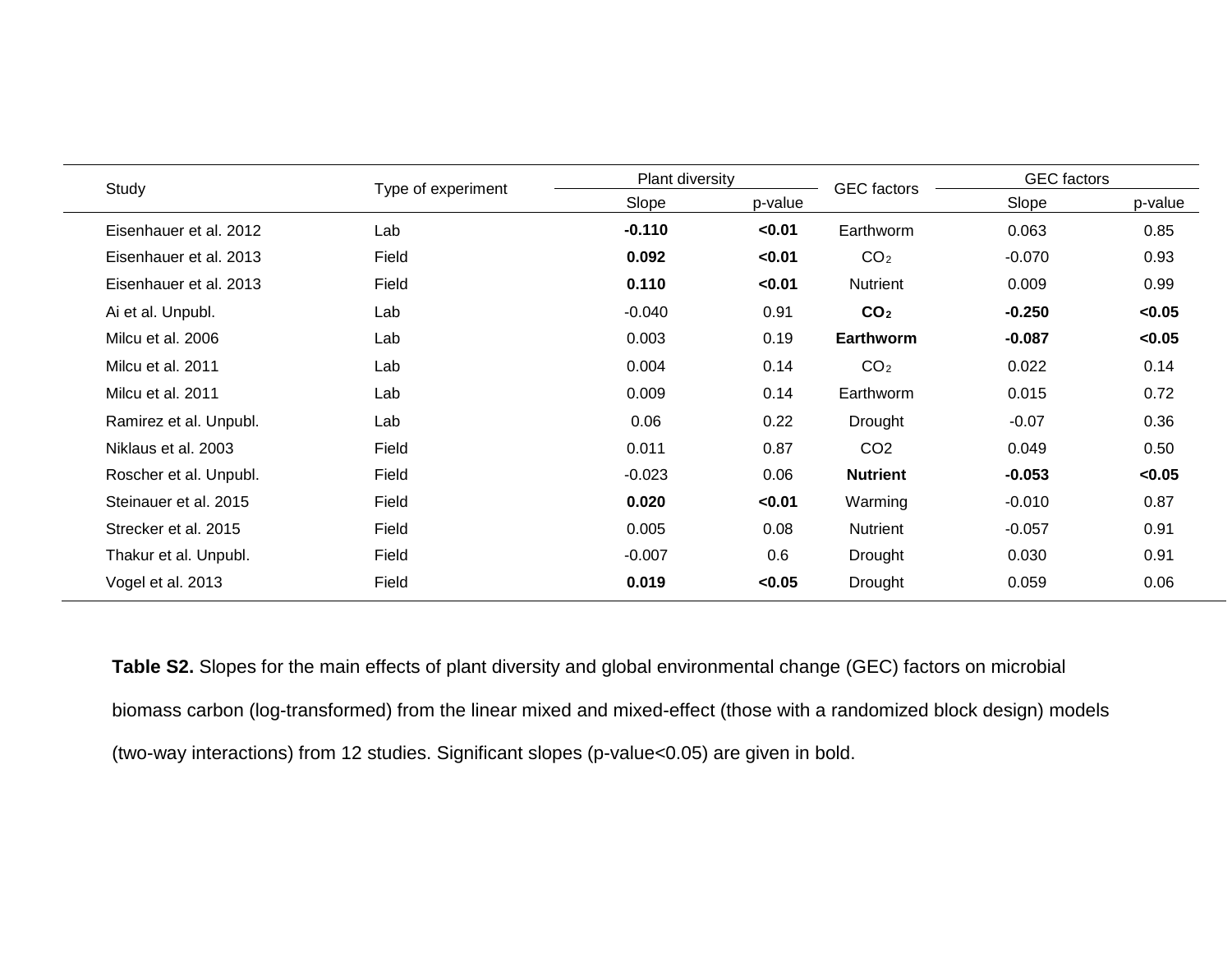| Study | Type of experiment | Plant diversity | | GEC factors | GEC factors | |
|---|---|---|---|---|---|---|
| | | Slope | p-value | | Slope | p-value |
| Eisenhauer et al. 2012 | Lab | **-0.110** | **<0.01** | Earthworm | 0.063 | 0.85 |
| Eisenhauer et al. 2013 | Field | **0.092** | **<0.01** | $CO_2$ | -0.070 | 0.93 |
| Eisenhauer et al. 2013 | Field | **0.110** | **<0.01** | Nutrient | 0.009 | 0.99 |
| Ai et al. Unpubl. | Lab | -0.040 | 0.91 | **$CO_2$** | **-0.250** | **<0.05** |
| Milcu et al. 2006 | Lab | 0.003 | 0.19 | **Earthworm** | **-0.087** | **<0.05** |
| Milcu et al. 2011 | Lab | 0.004 | 0.14 | $CO_2$ | 0.022 | 0.14 |
| Milcu et al. 2011 | Lab | 0.009 | 0.14 | Earthworm | 0.015 | 0.72 |
| Ramirez et al. Unpubl. | Lab | 0.06 | 0.22 | Drought | -0.07 | 0.36 |
| Niklaus et al. 2003 | Field | 0.011 | 0.87 | CO2 | 0.049 | 0.50 |
| Roscher et al. Unpubl. | Field | -0.023 | 0.06 | **Nutrient** | **-0.053** | **<0.05** |
| Steinauer et al. 2015 | Field | **0.020** | **<0.01** | Warming | -0.010 | 0.87 |
| Strecker et al. 2015 | Field | 0.005 | 0.08 | Nutrient | -0.057 | 0.91 |
| Thakur et al. Unpubl. | Field | -0.007 | 0.6 | Drought | 0.030 | 0.91 |
| Vogel et al. 2013 | Field | **0.019** | **<0.05** | Drought | 0.059 | 0.06 |

**Table S2.** Slopes for the main effects of plant diversity and global environmental change (GEC) factors on microbial biomass carbon (log-transformed) from the linear mixed and mixed-effect (those with a randomized block design) models (two-way interactions) from 12 studies. Significant slopes (p-value<0.05) are given in bold.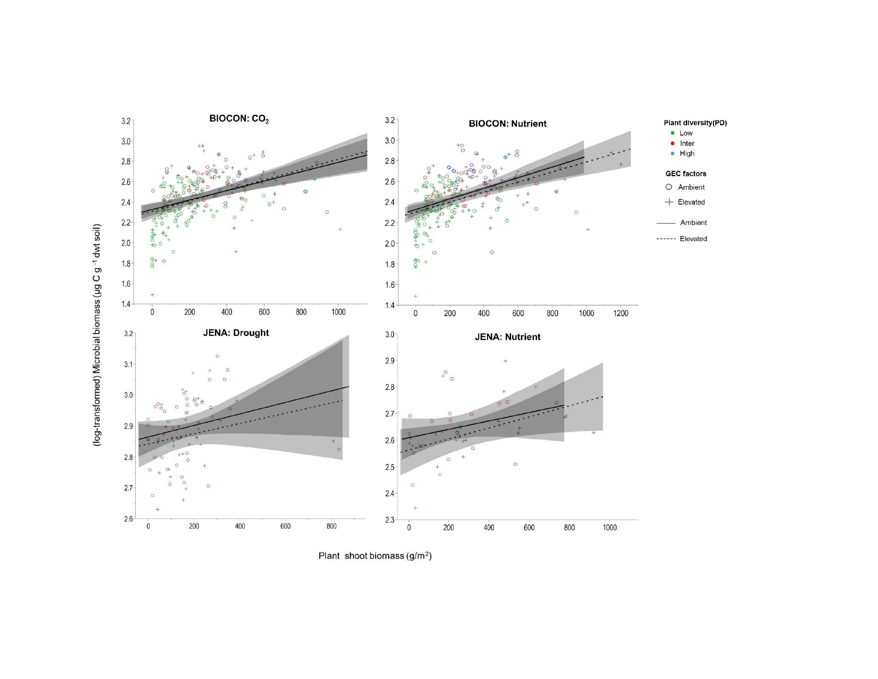**BIOCON: $CO_2$**

**BIOCON: Nutrient**

**JENA: Drought**

**JENA: Nutrient**

(log-transformed) Microbial biomass (μg C $g^{-1}$ dwt soil)

Plant shoot biomass ($g/m^2$)

**Plant diversity(PD)**
- Low
- Inter
- High

**GEC factors**
- Ambient
- Elevated

Ambient

Elevated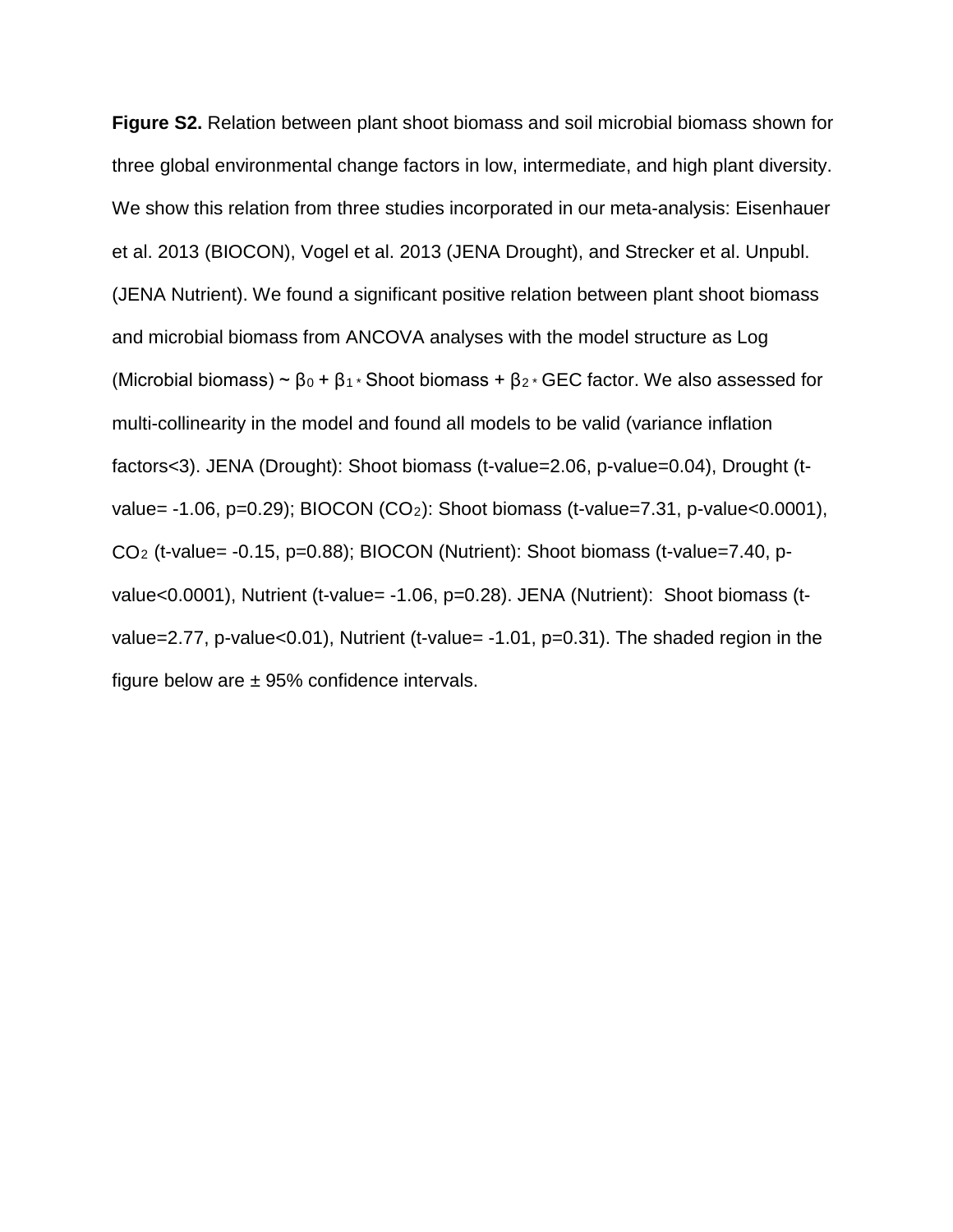**Figure S2.** Relation between plant shoot biomass and soil microbial biomass shown for three global environmental change factors in low, intermediate, and high plant diversity. We show this relation from three studies incorporated in our meta-analysis: Eisenhauer et al. 2013 (BIOCON), Vogel et al. 2013 (JENA Drought), and Strecker et al. Unpubl. (JENA Nutrient). We found a significant positive relation between plant shoot biomass and microbial biomass from ANCOVA analyses with the model structure as Log (Microbial biomass) ~ $\beta_0 + \beta_1 *$ Shoot biomass + $\beta_2 *$ GEC factor. We also assessed for multi-collinearity in the model and found all models to be valid (variance inflation factors<3). JENA (Drought): Shoot biomass (t-value=2.06, p-value=0.04), Drought (t-value= -1.06, p=0.29); BIOCON ($CO_2$): Shoot biomass (t-value=7.31, p-value<0.0001), $CO_2$ (t-value= -0.15, p=0.88); BIOCON (Nutrient): Shoot biomass (t-value=7.40, p-value<0.0001), Nutrient (t-value= -1.06, p=0.28). JENA (Nutrient): Shoot biomass (t-value=2.77, p-value<0.01), Nutrient (t-value= -1.01, p=0.31). The shaded region in the figure below are ± 95% confidence intervals.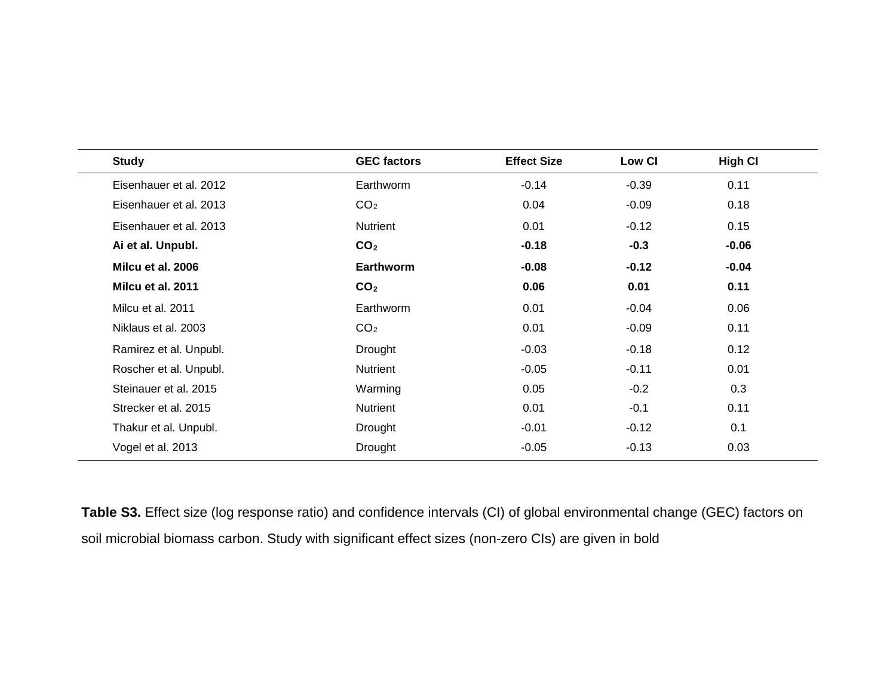| Study | GEC factors | Effect Size | Low CI | High CI |
|---|---|---|---|---|
| Eisenhauer et al. 2012 | Earthworm | -0.14 | -0.39 | 0.11 |
| Eisenhauer et al. 2013 | $CO_2$ | 0.04 | -0.09 | 0.18 |
| Eisenhauer et al. 2013 | Nutrient | 0.01 | -0.12 | 0.15 |
| **Ai et al. Unpubl.** | **$CO_2$** | **-0.18** | **-0.3** | **-0.06** |
| **Milcu et al. 2006** | **Earthworm** | **-0.08** | **-0.12** | **-0.04** |
| **Milcu et al. 2011** | **$CO_2$** | **0.06** | **0.01** | **0.11** |
| Milcu et al. 2011 | Earthworm | 0.01 | -0.04 | 0.06 |
| Niklaus et al. 2003 | $CO_2$ | 0.01 | -0.09 | 0.11 |
| Ramirez et al. Unpubl. | Drought | -0.03 | -0.18 | 0.12 |
| Roscher et al. Unpubl. | Nutrient | -0.05 | -0.11 | 0.01 |
| Steinauer et al. 2015 | Warming | 0.05 | -0.2 | 0.3 |
| Strecker et al. 2015 | Nutrient | 0.01 | -0.1 | 0.11 |
| Thakur et al. Unpubl. | Drought | -0.01 | -0.12 | 0.1 |
| Vogel et al. 2013 | Drought | -0.05 | -0.13 | 0.03 |

**Table S3.** Effect size (log response ratio) and confidence intervals (CI) of global environmental change (GEC) factors on soil microbial biomass carbon. Study with significant effect sizes (non-zero CIs) are given in bold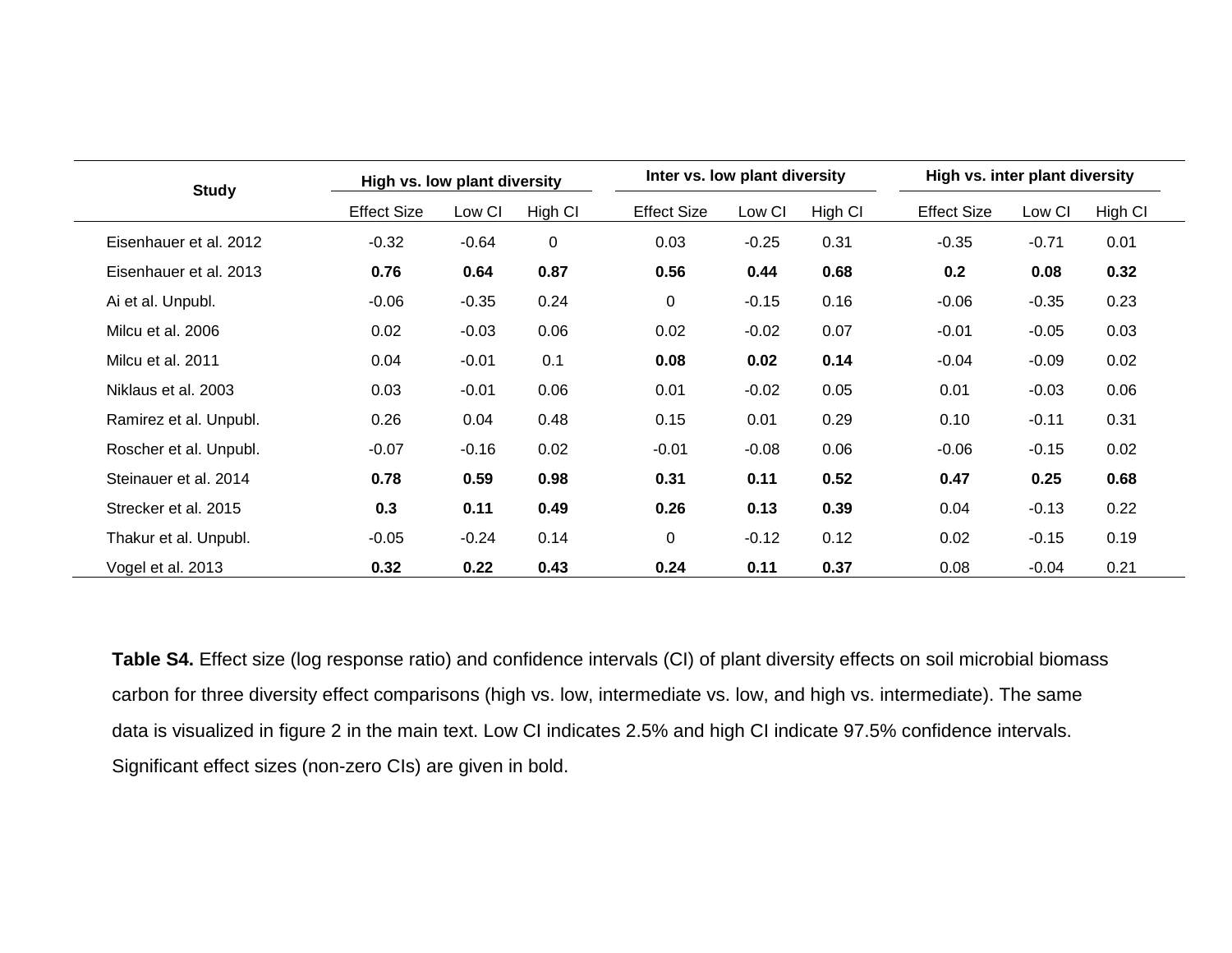| Study | High vs. low plant diversity | | | Inter vs. low plant diversity | | | High vs. inter plant diversity | | |
|---|---|---|---|---|---|---|---|---|---|
| | Effect Size | Low CI | High CI | Effect Size | Low CI | High CI | Effect Size | Low CI | High CI |
| Eisenhauer et al. 2012 | -0.32 | -0.64 | 0 | 0.03 | -0.25 | 0.31 | -0.35 | -0.71 | 0.01 |
| Eisenhauer et al. 2013 | **0.76** | **0.64** | **0.87** | **0.56** | **0.44** | **0.68** | **0.2** | **0.08** | **0.32** |
| Ai et al. Unpubl. | -0.06 | -0.35 | 0.24 | 0 | -0.15 | 0.16 | -0.06 | -0.35 | 0.23 |
| Milcu et al. 2006 | 0.02 | -0.03 | 0.06 | 0.02 | -0.02 | 0.07 | -0.01 | -0.05 | 0.03 |
| Milcu et al. 2011 | 0.04 | -0.01 | 0.1 | **0.08** | **0.02** | **0.14** | -0.04 | -0.09 | 0.02 |
| Niklaus et al. 2003 | 0.03 | -0.01 | 0.06 | 0.01 | -0.02 | 0.05 | 0.01 | -0.03 | 0.06 |
| Ramirez et al. Unpubl. | 0.26 | 0.04 | 0.48 | 0.15 | 0.01 | 0.29 | 0.10 | -0.11 | 0.31 |
| Roscher et al. Unpubl. | -0.07 | -0.16 | 0.02 | -0.01 | -0.08 | 0.06 | -0.06 | -0.15 | 0.02 |
| Steinauer et al. 2014 | **0.78** | **0.59** | **0.98** | **0.31** | **0.11** | **0.52** | **0.47** | **0.25** | **0.68** |
| Strecker et al. 2015 | **0.3** | **0.11** | **0.49** | **0.26** | **0.13** | **0.39** | 0.04 | -0.13 | 0.22 |
| Thakur et al. Unpubl. | -0.05 | -0.24 | 0.14 | 0 | -0.12 | 0.12 | 0.02 | -0.15 | 0.19 |
| Vogel et al. 2013 | **0.32** | **0.22** | **0.43** | **0.24** | **0.11** | **0.37** | 0.08 | -0.04 | 0.21 |

**Table S4.** Effect size (log response ratio) and confidence intervals (CI) of plant diversity effects on soil microbial biomass carbon for three diversity effect comparisons (high vs. low, intermediate vs. low, and high vs. intermediate). The same data is visualized in figure 2 in the main text. Low CI indicates 2.5% and high CI indicate 97.5% confidence intervals. Significant effect sizes (non-zero CIs) are given in bold.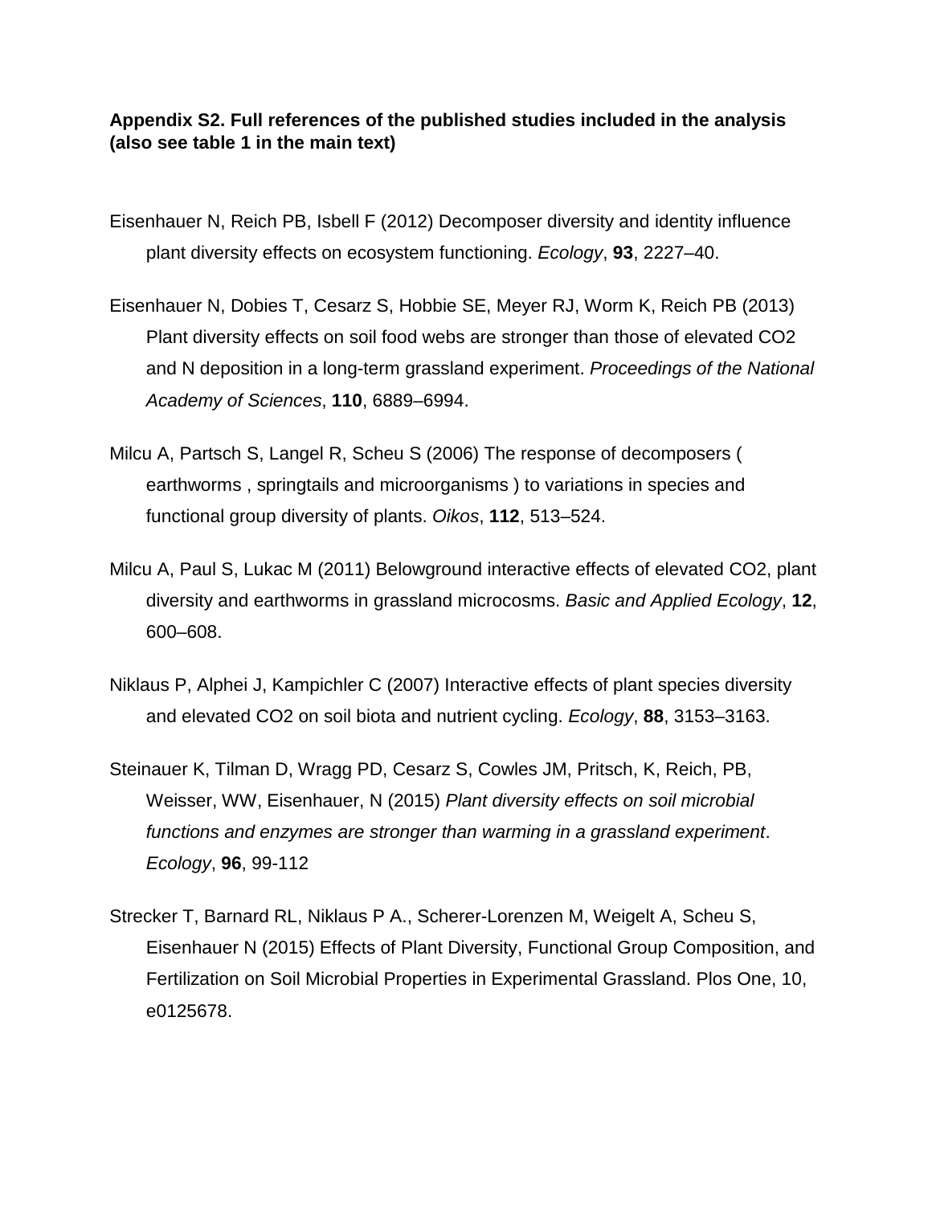**Appendix S2. Full references of the published studies included in the analysis (also see table 1 in the main text)**

Eisenhauer N, Reich PB, Isbell F (2012) Decomposer diversity and identity influence plant diversity effects on ecosystem functioning. *Ecology*, **93**, 2227–40.

Eisenhauer N, Dobies T, Cesarz S, Hobbie SE, Meyer RJ, Worm K, Reich PB (2013) Plant diversity effects on soil food webs are stronger than those of elevated CO2 and N deposition in a long-term grassland experiment. *Proceedings of the National Academy of Sciences*, **110**, 6889–6994.

Milcu A, Partsch S, Langel R, Scheu S (2006) The response of decomposers ( earthworms , springtails and microorganisms ) to variations in species and functional group diversity of plants. *Oikos*, **112**, 513–524.

Milcu A, Paul S, Lukac M (2011) Belowground interactive effects of elevated CO2, plant diversity and earthworms in grassland microcosms. *Basic and Applied Ecology*, **12**, 600–608.

Niklaus P, Alphei J, Kampichler C (2007) Interactive effects of plant species diversity and elevated CO2 on soil biota and nutrient cycling. *Ecology*, **88**, 3153–3163.

Steinauer K, Tilman D, Wragg PD, Cesarz S, Cowles JM, Pritsch, K, Reich, PB, Weisser, WW, Eisenhauer, N (2015) *Plant diversity effects on soil microbial functions and enzymes are stronger than warming in a grassland experiment*. *Ecology*, **96**, 99-112

Strecker T, Barnard RL, Niklaus P A., Scherer-Lorenzen M, Weigelt A, Scheu S, Eisenhauer N (2015) Effects of Plant Diversity, Functional Group Composition, and Fertilization on Soil Microbial Properties in Experimental Grassland. Plos One, 10, e0125678.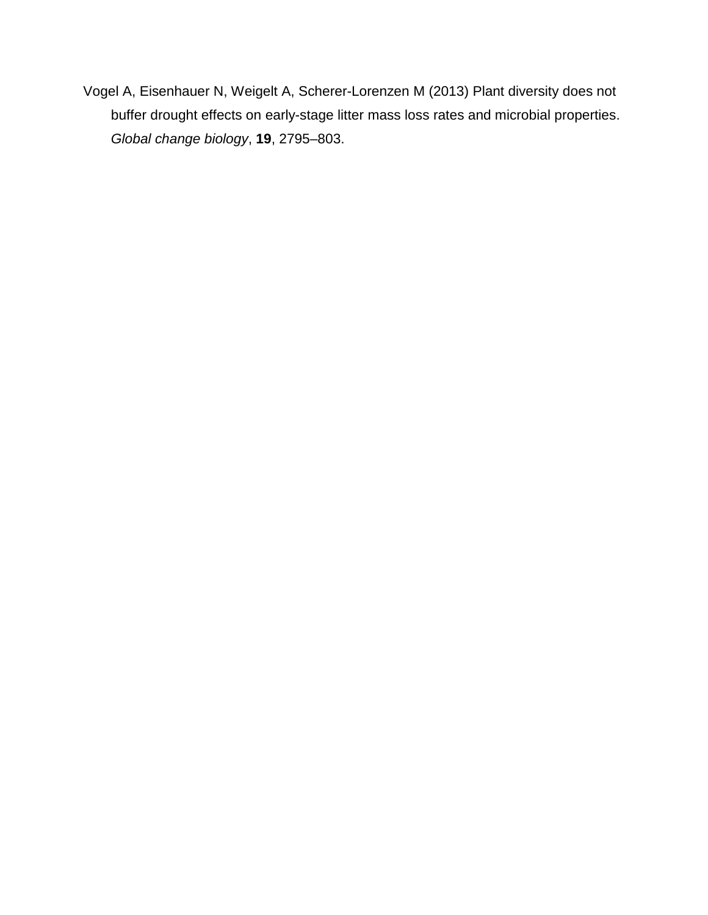Vogel A, Eisenhauer N, Weigelt A, Scherer-Lorenzen M (2013) Plant diversity does not buffer drought effects on early-stage litter mass loss rates and microbial properties. *Global change biology*, **19**, 2795–803.